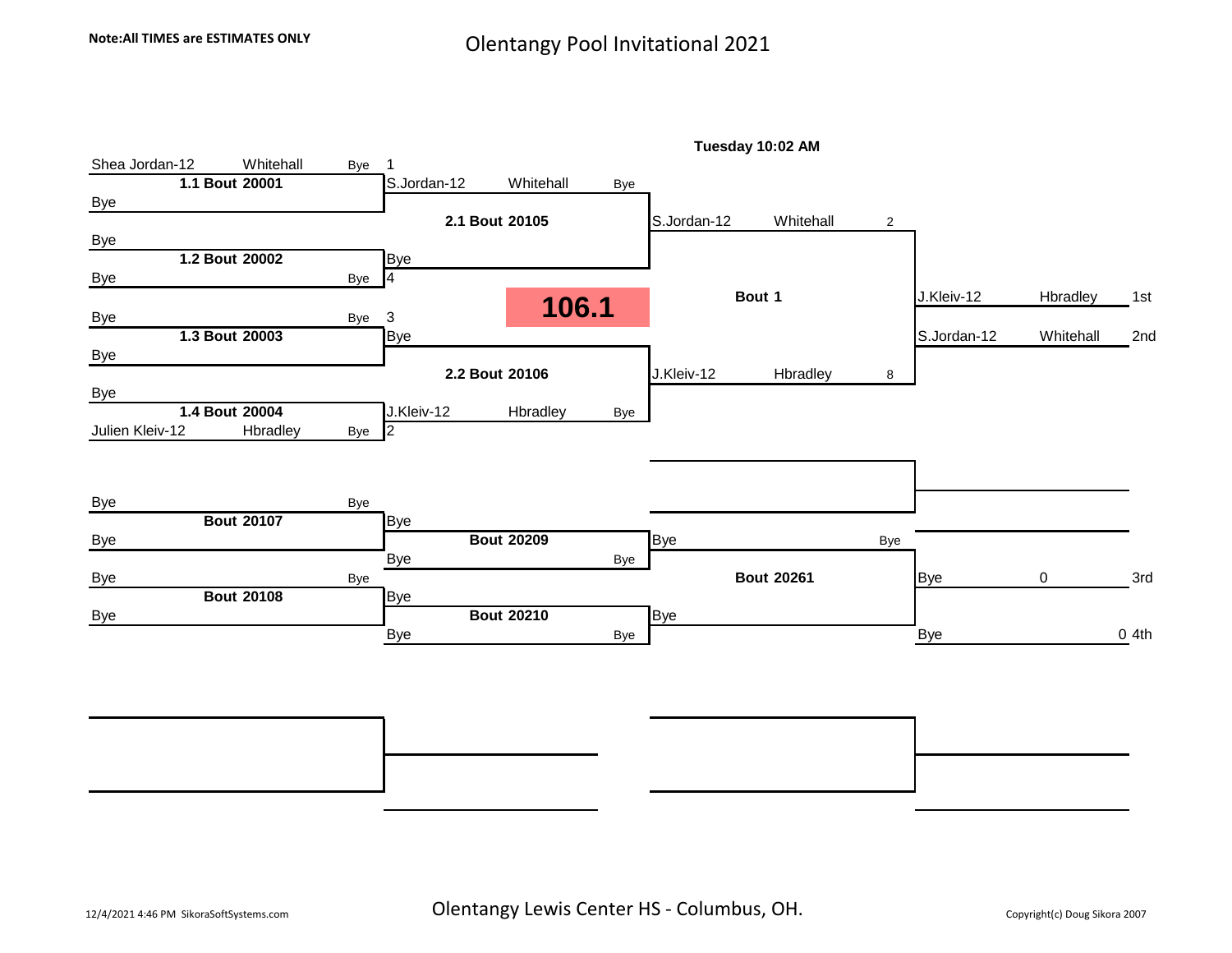Note:All TIMES are ESTIMATES ONLY

# Olentangy Pool Invitational 2021

**106.1**

Tuesday 10:02 AM

## Championship Bracket

### Round 1

| Bout | Wrestler | Team | Result | Seed |
|---|---|---|---|---|
| **1.1 Bout 20001** | Shea Jordan-12 | Whitehall | Bye | 1 |
| | Bye | | | |
| **1.2 Bout 20002** | Bye | | | |
| | Bye | | Bye | 4 |
| **1.3 Bout 20003** | Bye | | Bye | 3 |
| | Bye | | | |
| **1.4 Bout 20004** | Bye | | | |
| | Julien Kleiv-12 | Hbradley | Bye | 2 |

### Round 2

| Bout | Wrestler | Team | Result |
|---|---|---|---|
| **2.1 Bout 20105** | S.Jordan-12 | Whitehall | Bye |
| | Bye | | |
| **2.2 Bout 20106** | Bye | | |
| | J.Kleiv-12 | Hbradley | Bye |

### Final

| Bout | Wrestler | Team | Score |
|---|---|---|---|
| **Bout 1** | S.Jordan-12 | Whitehall | 2 |
| | J.Kleiv-12 | Hbradley | 8 |

### Placement

| Place | Wrestler | Team |
|---|---|---|
| 1st | J.Kleiv-12 | Hbradley |
| 2nd | S.Jordan-12 | Whitehall |

## Consolation Bracket

| Bout | Wrestler | Team | Result |
|---|---|---|---|
| **Bout 20107** | Bye | | Bye |
| | Bye | | |
| **Bout 20108** | Bye | | Bye |
| | Bye | | |
| **Bout 20209** | Bye | | |
| | Bye | | Bye |
| **Bout 20210** | Bye | | |
| | Bye | | Bye |
| **Bout 20261** | Bye | | Bye |
| | Bye | | |

| Place | Wrestler | Score |
|---|---|---|
| 3rd | Bye | 0 |
| 4th | Bye | 0 |

12/4/2021 4:46 PM SikoraSoftSystems.com

Olentangy Lewis Center HS - Columbus, OH.

Copyright(c) Doug Sikora 2007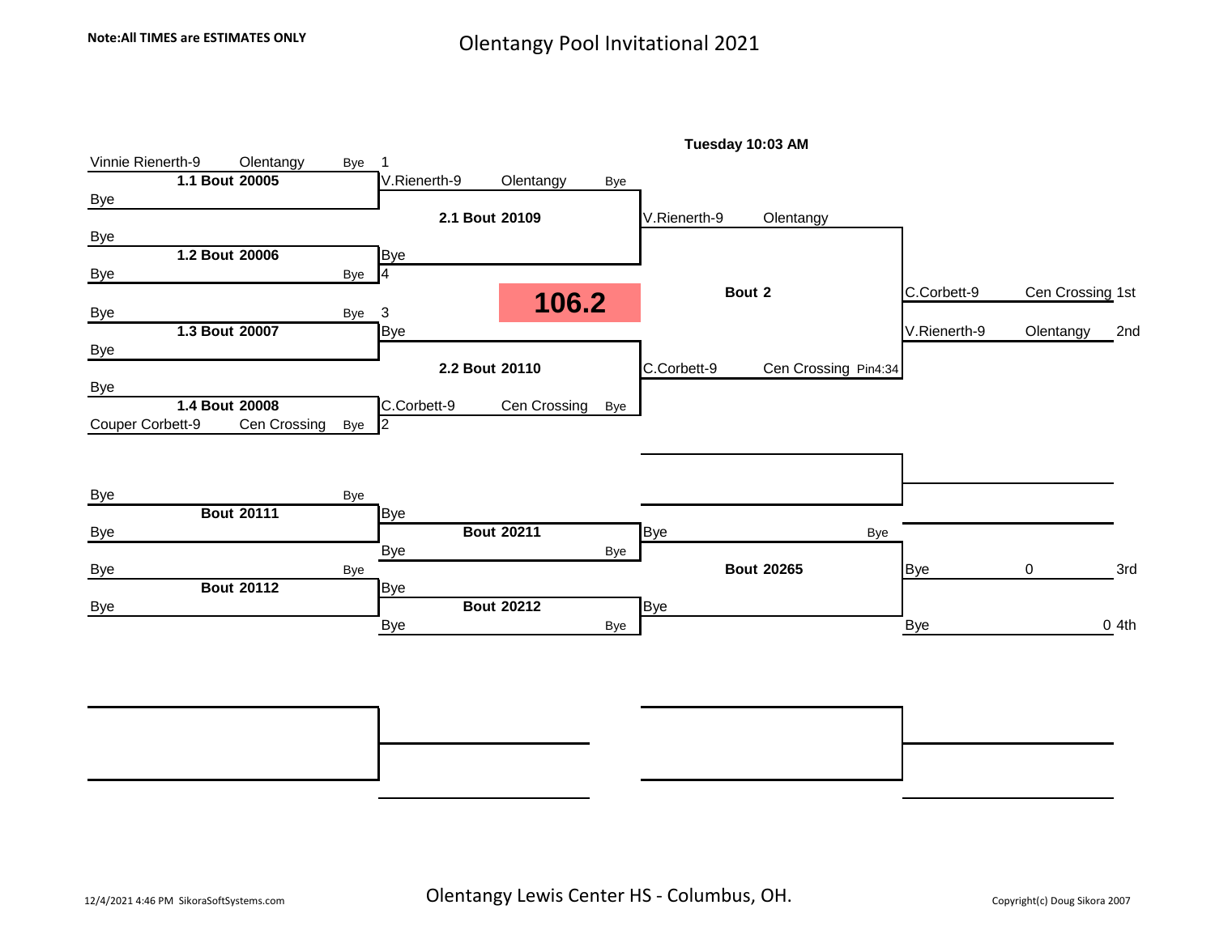**Note:All TIMES are ESTIMATES ONLY**

# Olentangy Pool Invitational 2021

**106.2**

**Tuesday 10:03 AM**

## Championship Bracket

### Round 1

| Bout | Wrestler | Team | Result | Seed |
|---|---|---|---|---|
| **1.1 Bout 20005** | Vinnie Rienerth-9 | Olentangy | Bye | 1 |
| | Bye | | | |
| **1.2 Bout 20006** | Bye | | | |
| | Bye | | Bye | 4 |
| **1.3 Bout 20007** | Bye | | Bye | 3 |
| | Bye | | | |
| **1.4 Bout 20008** | Bye | | | |
| | Couper Corbett-9 | Cen Crossing | Bye | 2 |

### Round 2

| Bout | Wrestler | Team | Result |
|---|---|---|---|
| **2.1 Bout 20109** | V.Rienerth-9 | Olentangy | Bye |
| | Bye | | |
| **2.2 Bout 20110** | Bye | | |
| | C.Corbett-9 | Cen Crossing | Bye |

### Bout 2

| Wrestler | Team | Result |
|---|---|---|
| V.Rienerth-9 | Olentangy | |
| C.Corbett-9 | Cen Crossing | Pin4:34 |

### Final Placement

| Wrestler | Team | Place |
|---|---|---|
| C.Corbett-9 | Cen Crossing | 1st |
| V.Rienerth-9 | Olentangy | 2nd |

## Consolation Bracket

| Bout | Wrestler | Result |
|---|---|---|
| **Bout 20111** | Bye | Bye |
| | Bye | |
| **Bout 20112** | Bye | Bye |
| | Bye | |

| Bout | Wrestler | Result |
|---|---|---|
| **Bout 20211** | Bye | |
| | Bye | Bye |
| **Bout 20212** | Bye | |
| | Bye | Bye |

| Bout | Wrestler | Result |
|---|---|---|
| **Bout 20265** | Bye | Bye |
| | Bye | |

| Wrestler | Score | Place |
|---|---|---|
| Bye | 0 | 3rd |
| Bye | 0 | 4th |

12/4/2021 4:46 PM SikoraSoftSystems.com

Olentangy Lewis Center HS - Columbus, OH.

Copyright(c) Doug Sikora 2007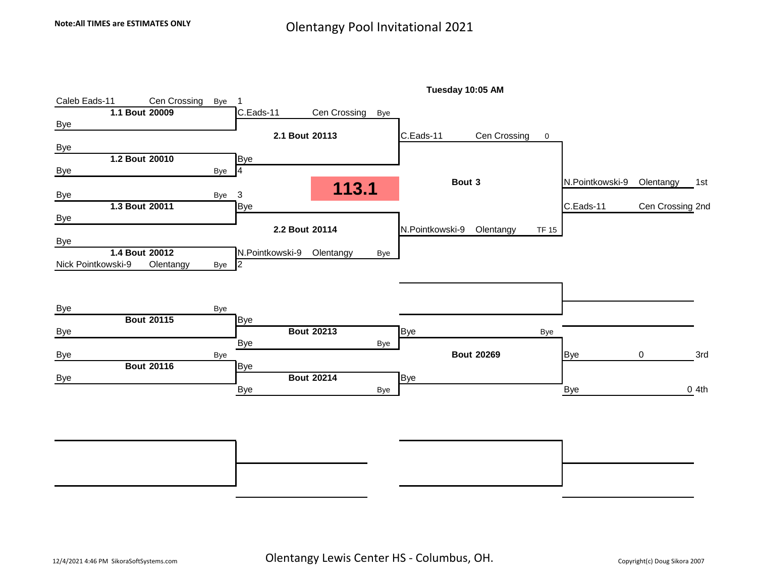**Note:All TIMES are ESTIMATES ONLY**

# Olentangy Pool Invitational 2021

**113.1**

**Tuesday 10:05 AM**

| Round 1 | Round 2 | Final | Result |
|---|---|---|---|
| Caleb Eads-11 Cen Crossing Bye 1 | | | |
| **1.1 Bout 20009** | C.Eads-11 Cen Crossing Bye | | |
| Bye | | | |
| | **2.1 Bout 20113** | C.Eads-11 Cen Crossing 0 | |
| Bye | | | |
| **1.2 Bout 20010** | Bye | | |
| Bye Bye 4 | | | |
| | | **Bout 3** | N.Pointkowski-9 Olentangy 1st |
| Bye Bye 3 | | | |
| **1.3 Bout 20011** | Bye | | C.Eads-11 Cen Crossing 2nd |
| Bye | | | |
| | **2.2 Bout 20114** | N.Pointkowski-9 Olentangy TF 15 | |
| Bye | | | |
| **1.4 Bout 20012** | N.Pointkowski-9 Olentangy Bye | | |
| Nick Pointkowski-9 Olentangy Bye 2 | | | |

| Round 1 | Round 2 | Final | Result |
|---|---|---|---|
| Bye Bye | | | |
| **Bout 20115** | Bye | | |
| Bye | **Bout 20213** | Bye Bye | |
| | Bye Bye | | |
| Bye Bye | | **Bout 20269** | Bye 0 3rd |
| **Bout 20116** | Bye | | |
| Bye | **Bout 20214** | Bye | |
| | Bye Bye | | Bye 0 4th |

12/4/2021 4:46 PM SikoraSoftSystems.com

Olentangy Lewis Center HS - Columbus, OH.

Copyright(c) Doug Sikora 2007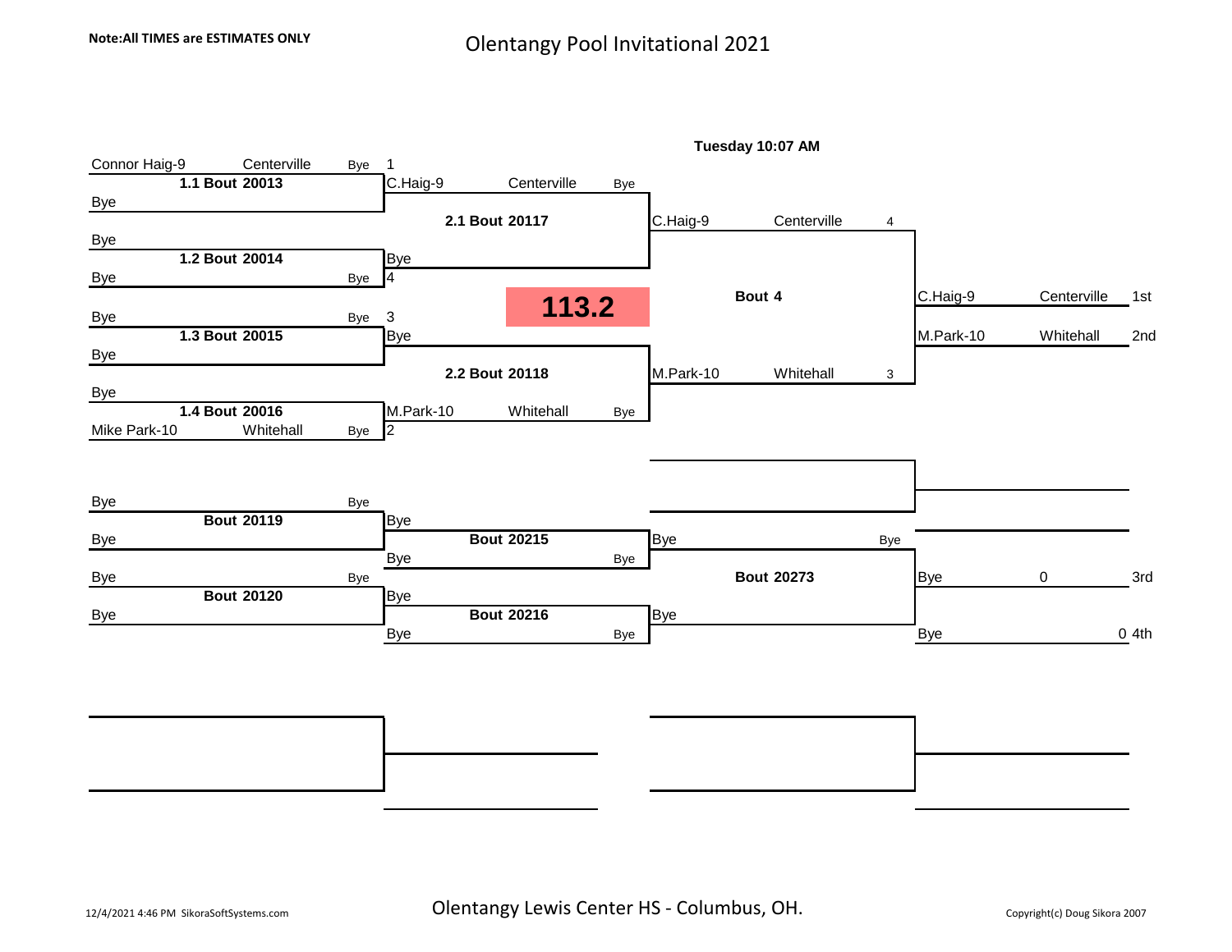**Note:All TIMES are ESTIMATES ONLY**

# Olentangy Pool Invitational 2021

**Tuesday 10:07 AM**

**113.2**

## Championship Bracket

| Round 1 | | | Round 2 | | | Final | | | Place |
|---|---|---|---|---|---|---|---|---|---|
| Connor Haig-9, Centerville, Bye, 1 | **1.1 Bout 20013** | Bye | C.Haig-9, Centerville, Bye | **2.1 Bout 20117** | | C.Haig-9, Centerville, 4 | **Bout 4** | C.Haig-9, Centerville | 1st |
| Bye | **1.2 Bout 20014** | Bye, Bye, 4 | Bye | | | | | | |
| Bye, Bye, 3 | **1.3 Bout 20015** | Bye | Bye | **2.2 Bout 20118** | | M.Park-10, Whitehall, 3 | | M.Park-10, Whitehall | 2nd |
| Bye | **1.4 Bout 20016** | Mike Park-10, Whitehall, Bye, 2 | M.Park-10, Whitehall, Bye | | | | | | |

## Consolation Bracket

| Round 1 | | Round 2 | | Final | | Place |
|---|---|---|---|---|---|---|
| Bye, Bye | **Bout 20119** | Bye / Bye, Bye | **Bout 20215** | Bye, Bye | **Bout 20273** | Bye, 0 — 3rd |
| Bye, Bye | **Bout 20120** | Bye / Bye, Bye | **Bout 20216** | Bye | | Bye, 0 — 4th |

12/4/2021 4:46 PM SikoraSoftSystems.com

Olentangy Lewis Center HS - Columbus, OH.

Copyright(c) Doug Sikora 2007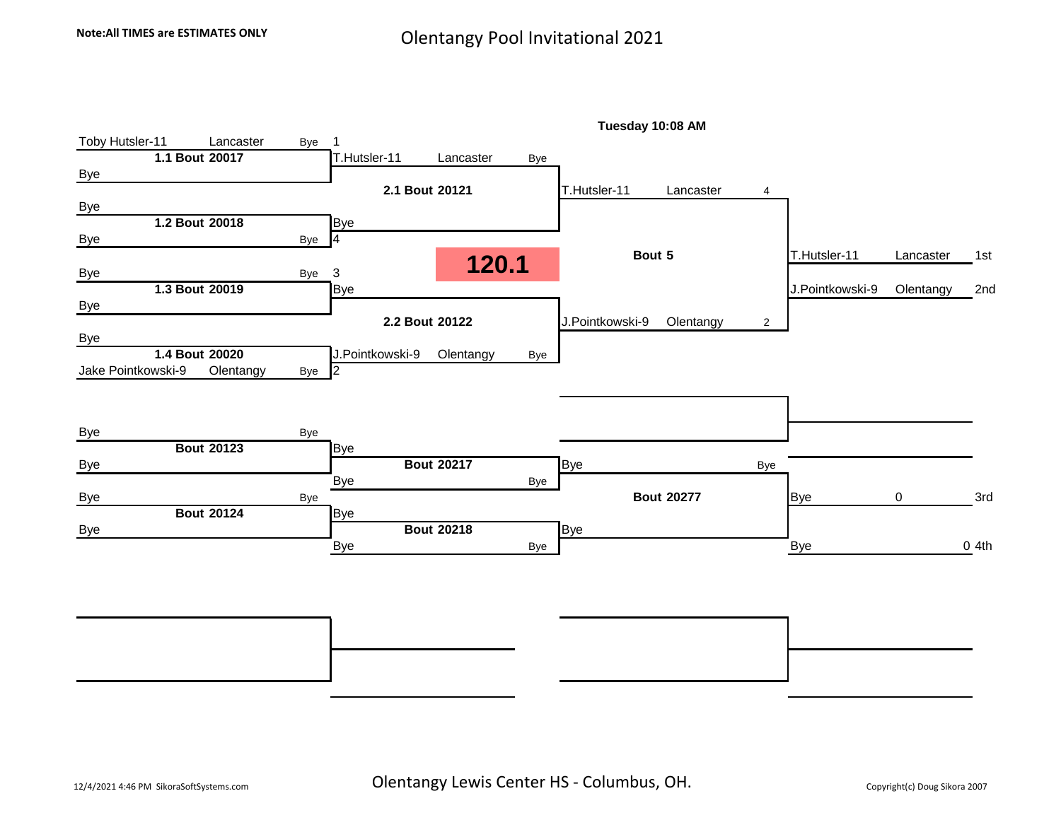**Note:All TIMES are ESTIMATES ONLY**

# Olentangy Pool Invitational 2021

**Tuesday 10:08 AM**

## 120.1

### Championship Bracket

**1.1 Bout 20017**
- Toby Hutsler-11, Lancaster — Bye — 1
- Bye

**1.2 Bout 20018**
- Bye
- Bye — Bye — 4

**1.3 Bout 20019**
- Bye — Bye — 3
- Bye

**1.4 Bout 20020**
- Bye
- Jake Pointkowski-9, Olentangy — Bye — 2

**2.1 Bout 20121**
- T.Hutsler-11, Lancaster — Bye
- Bye

**2.2 Bout 20122**
- Bye
- J.Pointkowski-9, Olentangy — Bye

**Bout 5**
- T.Hutsler-11, Lancaster — 4
- J.Pointkowski-9, Olentangy — 2

**Final Placement**

| Place | Wrestler | Team |
|---|---|---|
| 1st | T.Hutsler-11 | Lancaster |
| 2nd | J.Pointkowski-9 | Olentangy |

### Consolation Bracket

**Bout 20123**
- Bye — Bye
- Bye

**Bout 20124**
- Bye — Bye
- Bye

**Bout 20217**
- Bye
- Bye — Bye

**Bout 20218**
- Bye
- Bye — Bye

**Bout 20277**
- Bye — Bye
- Bye

| Place | Wrestler | Score |
|---|---|---|
| 3rd | Bye | 0 |
| 4th | Bye | 0 |

Olentangy Lewis Center HS - Columbus, OH.

12/4/2021 4:46 PM SikoraSoftSystems.com

Copyright(c) Doug Sikora 2007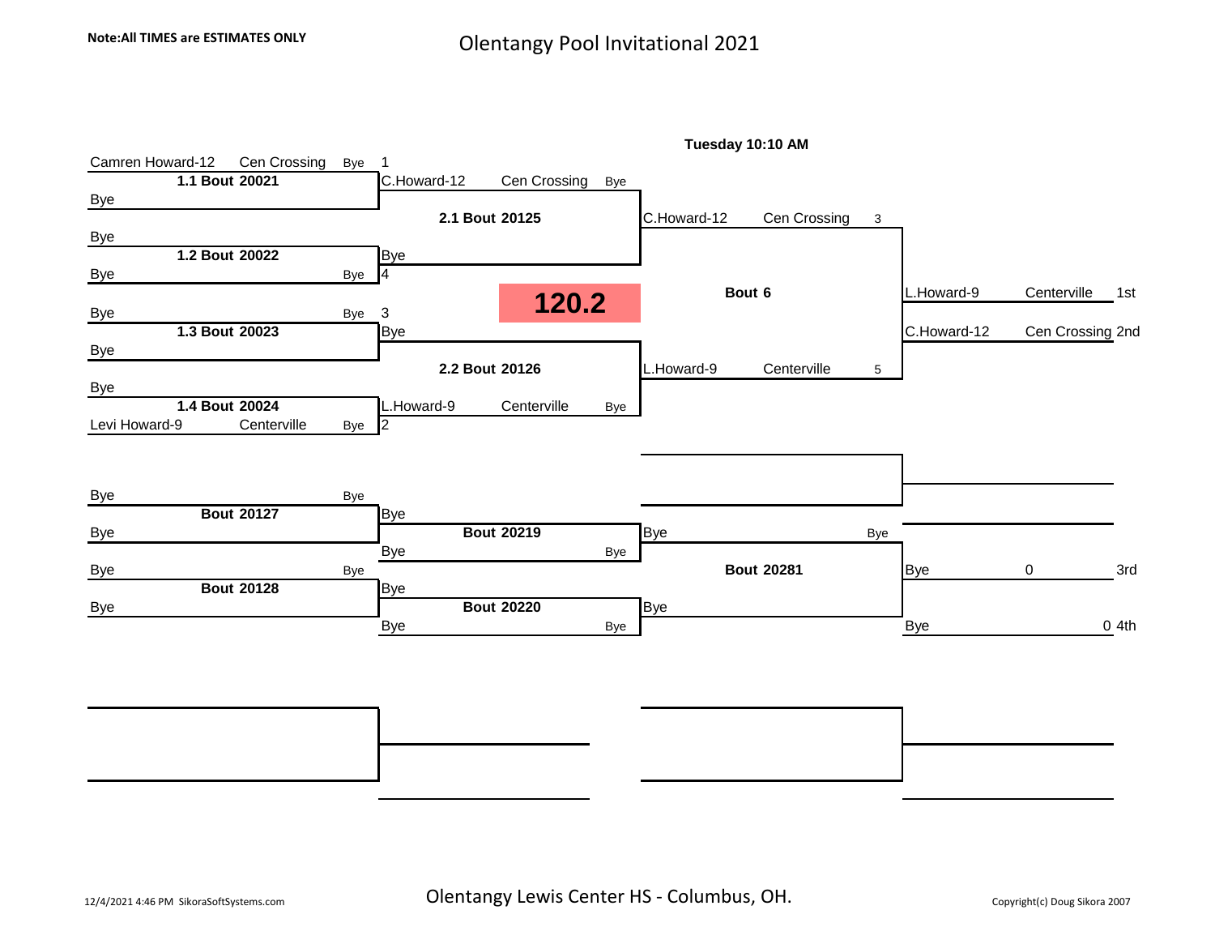**Note:All TIMES are ESTIMATES ONLY**

# Olentangy Pool Invitational 2021

**Tuesday 10:10 AM**

## 120.2

### Championship Bracket

**Round 1**

| Bout | Wrestler | Team | Result | Seed |
|---|---|---|---|---|
| 1.1 Bout 20021 | Camren Howard-12 | Cen Crossing | Bye | 1 |
| | Bye | | | |
| 1.2 Bout 20022 | Bye | | | |
| | Bye | | Bye | 4 |
| 1.3 Bout 20023 | Bye | | Bye | 3 |
| | Bye | | | |
| 1.4 Bout 20024 | Bye | | | |
| | Levi Howard-9 | Centerville | Bye | 2 |

**Round 2**

| Bout | Wrestler | Team | Result |
|---|---|---|---|
| 2.1 Bout 20125 | C.Howard-12 | Cen Crossing | Bye |
| | Bye | | |
| 2.2 Bout 20126 | Bye | | |
| | L.Howard-9 | Centerville | Bye |

**Bout 6**

| Wrestler | Team | |
|---|---|---|
| C.Howard-12 | Cen Crossing | 3 |
| L.Howard-9 | Centerville | 5 |

**Placement**

| Wrestler | Team | Place |
|---|---|---|
| L.Howard-9 | Centerville | 1st |
| C.Howard-12 | Cen Crossing | 2nd |

### Consolation Bracket

| Bout | Wrestler | Result |
|---|---|---|
| Bout 20127 | Bye | Bye |
| | Bye | |
| Bout 20128 | Bye | Bye |
| | Bye | |

| Bout | Wrestler | Result |
|---|---|---|
| Bout 20219 | Bye | |
| | Bye | Bye |
| Bout 20220 | Bye | |
| | Bye | Bye |

**Bout 20281**

| Wrestler | Result |
|---|---|
| Bye | Bye |
| Bye | |

| Wrestler | Score | Place |
|---|---|---|
| Bye | 0 | 3rd |
| Bye | 0 | 4th |

12/4/2021 4:46 PM SikoraSoftSystems.com

Olentangy Lewis Center HS - Columbus, OH.

Copyright(c) Doug Sikora 2007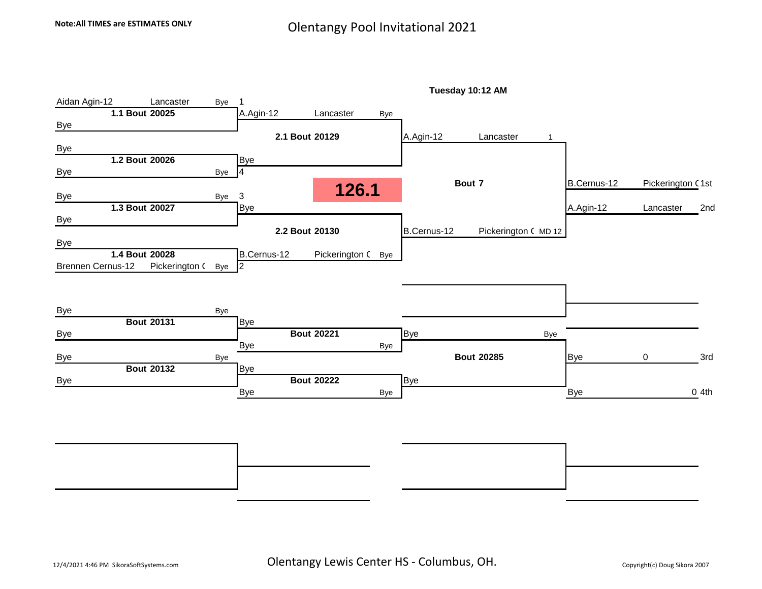**Note:All TIMES are ESTIMATES ONLY**

# Olentangy Pool Invitational 2021

**126.1**

**Tuesday 10:12 AM**

## Championship Bracket

| Round 1 | Quarterfinals | Semifinals / Final | Placement |
|---|---|---|---|
| Aidan Agin-12 Lancaster Bye 1 | | | |
| **1.1 Bout 20025** | A.Agin-12 Lancaster Bye | | |
| Bye | **2.1 Bout 20129** | A.Agin-12 Lancaster 1 | |
| Bye | | | |
| **1.2 Bout 20026** | Bye | | |
| Bye Bye 4 | | **Bout 7** | B.Cernus-12 Pickerington ( 1st |
| Bye Bye 3 | | | A.Agin-12 Lancaster 2nd |
| **1.3 Bout 20027** | Bye | | |
| Bye | **2.2 Bout 20130** | B.Cernus-12 Pickerington ( MD 12 | |
| Bye | | | |
| **1.4 Bout 20028** | B.Cernus-12 Pickerington ( Bye | | |
| Brennen Cernus-12 Pickerington ( Bye 2 | | | |

## Consolation Bracket

| Round 1 | Round 2 | Final | Placement |
|---|---|---|---|
| Bye Bye | | | |
| **Bout 20131** | Bye | | |
| Bye | **Bout 20221** | Bye Bye | |
| | Bye Bye | | |
| Bye Bye | | **Bout 20285** | Bye 0 3rd |
| **Bout 20132** | Bye | | |
| Bye | **Bout 20222** | Bye | |
| | Bye Bye | | Bye 0 4th |

Olentangy Lewis Center HS - Columbus, OH.

12/4/2021 4:46 PM SikoraSoftSystems.com

Copyright(c) Doug Sikora 2007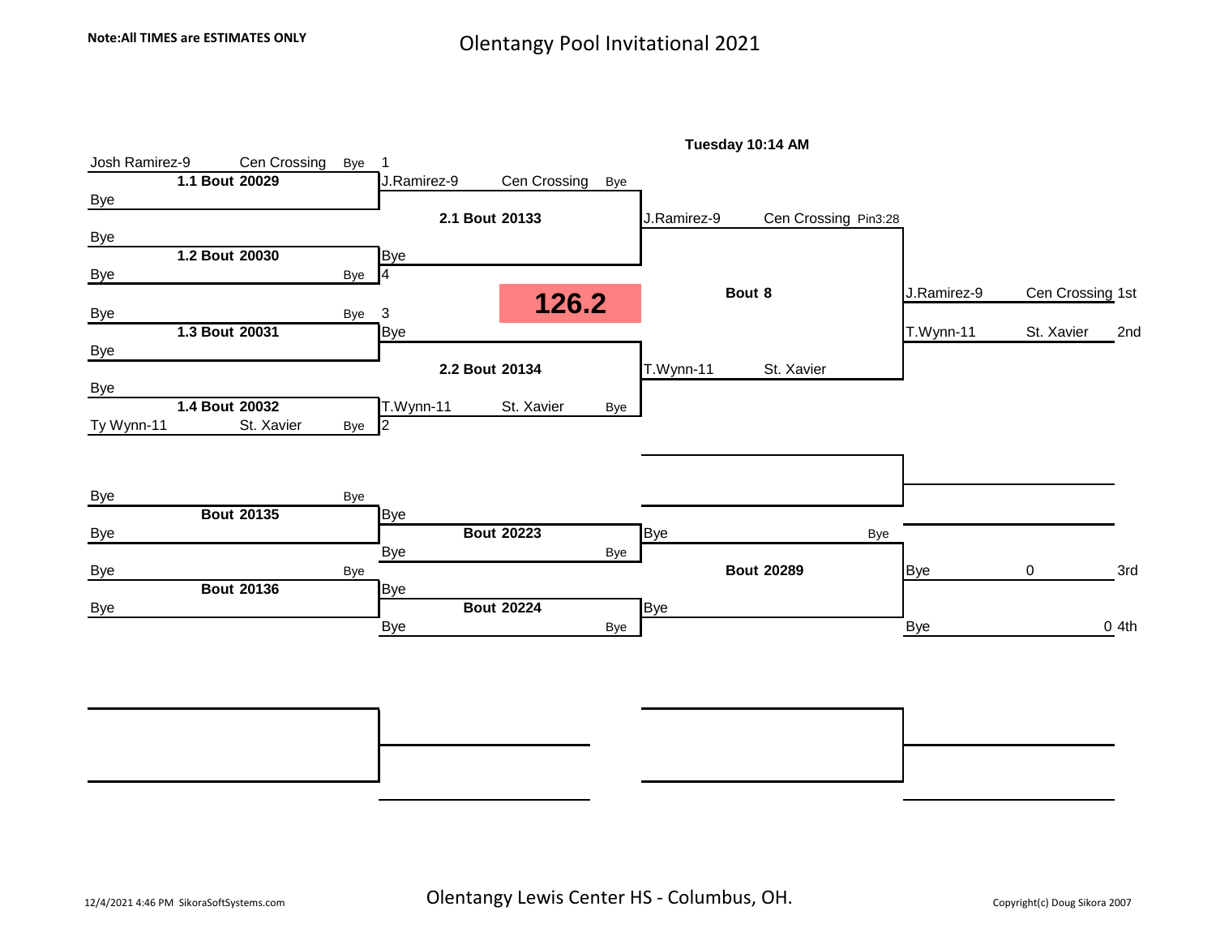**Note:All TIMES are ESTIMATES ONLY**

# Olentangy Pool Invitational 2021

## 126.2

**Tuesday 10:14 AM**

### Championship Bracket

**1.1 Bout 20029**
- Josh Ramirez-9 — Cen Crossing — Bye — 1
- Bye

**1.2 Bout 20030**
- Bye
- Bye — Bye — 4

**1.3 Bout 20031**
- Bye — Bye — 3
- Bye

**1.4 Bout 20032**
- Bye
- Ty Wynn-11 — St. Xavier — Bye — 2

**2.1 Bout 20133**
- J.Ramirez-9 — Cen Crossing — Bye
- Bye

**2.2 Bout 20134**
- Bye
- T.Wynn-11 — St. Xavier — Bye

**Bout 8**
- J.Ramirez-9 — Cen Crossing — Pin3:28
- T.Wynn-11 — St. Xavier

**Placings**
- J.Ramirez-9 — Cen Crossing — 1st
- T.Wynn-11 — St. Xavier — 2nd

### Consolation Bracket

**Bout 20135**
- Bye — Bye
- Bye

**Bout 20136**
- Bye — Bye
- Bye

**Bout 20223**
- Bye
- Bye — Bye

**Bout 20224**
- Bye
- Bye — Bye

**Bout 20289**
- Bye — Bye
- Bye

**Placings**
- Bye — 0 — 3rd
- Bye — 0 — 4th

Olentangy Lewis Center HS - Columbus, OH.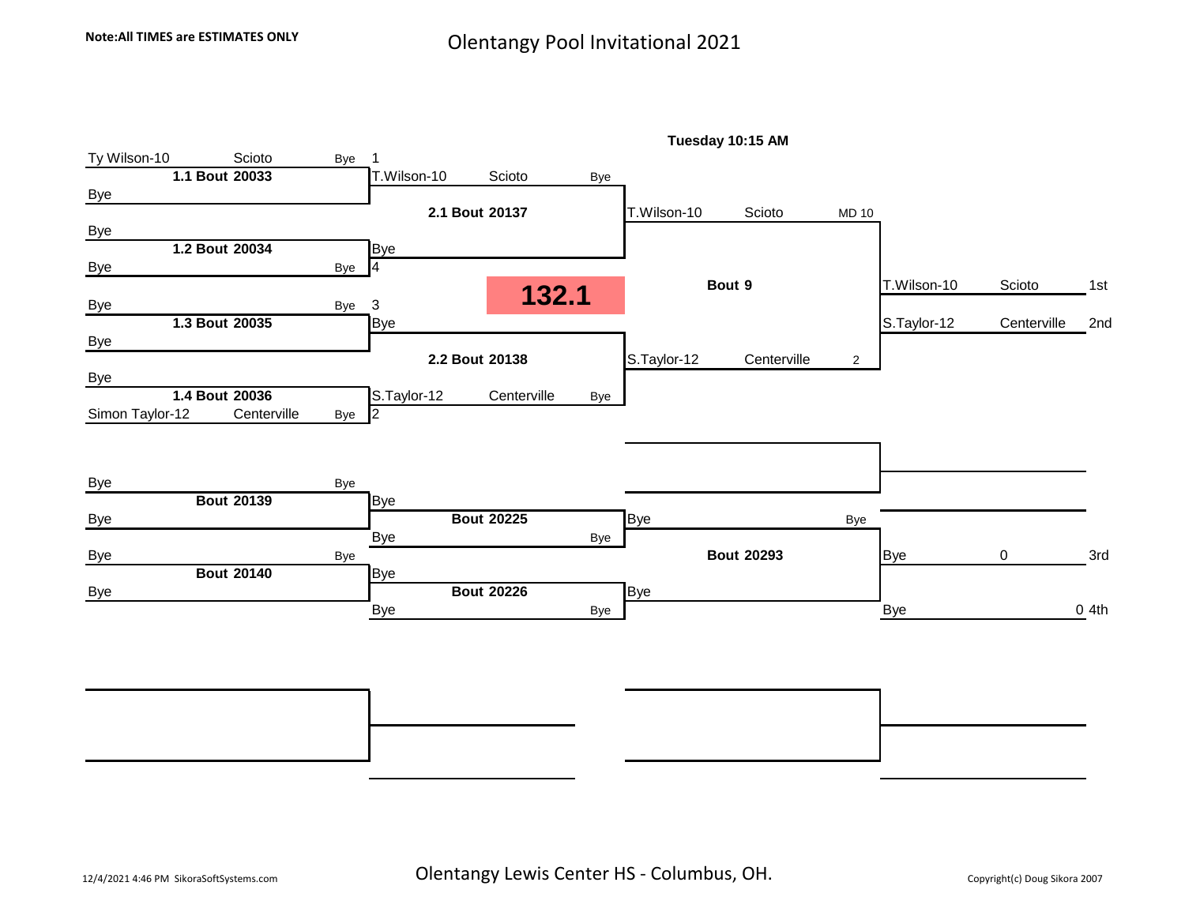**Note:All TIMES are ESTIMATES ONLY**

# Olentangy Pool Invitational 2021

## 132.1

**Tuesday 10:15 AM**

### Championship Bracket

| Round 1 | Result | Round 2 | Result | Final | Result | Placement | |
|---|---|---|---|---|---|---|---|
| Ty Wilson-10 (Scioto) vs Bye — **1.1 Bout 20033** | Bye | 1 T.Wilson-10 (Scioto) vs 4 Bye — **2.1 Bout 20137** | Bye | T.Wilson-10 (Scioto) vs S.Taylor-12 (Centerville) — **Bout 9** | MD 10 | T.Wilson-10 (Scioto) | 1st |
| Bye vs Bye — **1.2 Bout 20034** | Bye | | | | 2 | S.Taylor-12 (Centerville) | 2nd |
| Bye vs Bye — **1.3 Bout 20035** | Bye | 3 Bye vs 2 S.Taylor-12 (Centerville) — **2.2 Bout 20138** | Bye | | | | |
| Bye vs Simon Taylor-12 (Centerville) — **1.4 Bout 20036** | Bye | | | | | | |

### Consolation Bracket

| Round 1 | Result | Round 2 | Result | Final | Result | Placement | |
|---|---|---|---|---|---|---|---|
| Bye vs Bye — **Bout 20139** | Bye | Bye vs Bye — **Bout 20225** | Bye | Bye vs Bye — **Bout 20293** | Bye | Bye 0 | 3rd |
| Bye vs Bye — **Bout 20140** | Bye | Bye vs Bye — **Bout 20226** | Bye | | | Bye 0 | 4th |

12/4/2021 4:46 PM SikoraSoftSystems.com

Olentangy Lewis Center HS - Columbus, OH.

Copyright(c) Doug Sikora 2007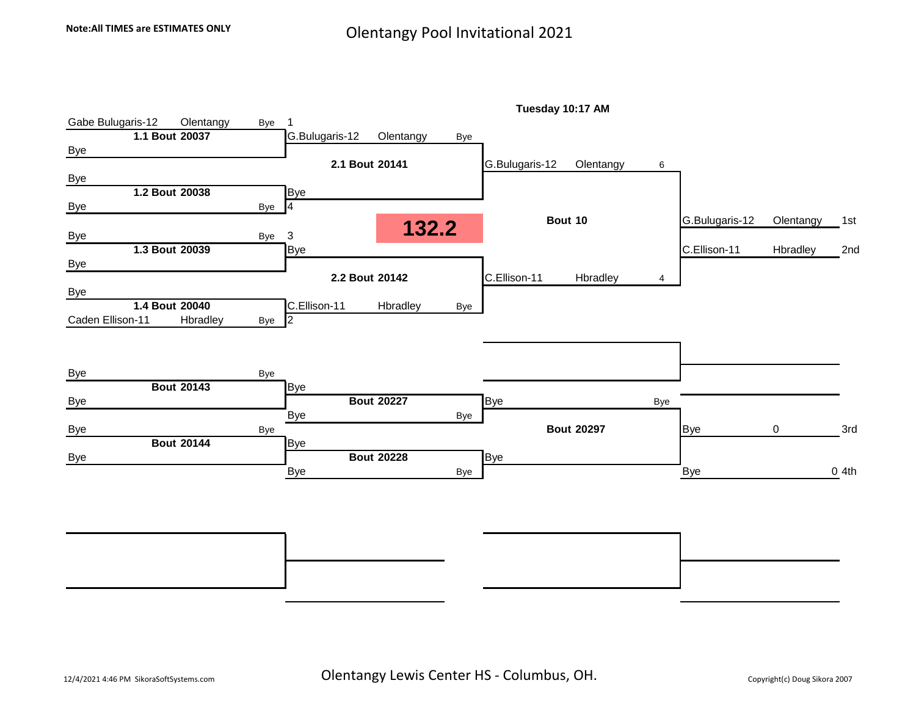**Note:All TIMES are ESTIMATES ONLY**

# Olentangy Pool Invitational 2021

## 132.2

### Championship Bracket

**Round 1**

- 1 — Gabe Bulugaris-12, Olentangy (Bye) vs. Bye — **1.1 Bout 20037**
- 4 — Bye vs. Bye (Bye) — **1.2 Bout 20038**
- 3 — Bye (Bye) vs. Bye — **1.3 Bout 20039**
- 2 — Bye vs. Caden Ellison-11, Hbradley (Bye) — **1.4 Bout 20040**

**Round 2**

- **2.1 Bout 20141**: G.Bulugaris-12, Olentangy (Bye) vs. Bye
- **2.2 Bout 20142**: Bye vs. C.Ellison-11, Hbradley (Bye)

**Final — Bout 10 — Tuesday 10:17 AM**

- G.Bulugaris-12, Olentangy — 6
- C.Ellison-11, Hbradley — 4

**Placement**

| Place | Wrestler | Team |
|---|---|---|
| 1st | G.Bulugaris-12 | Olentangy |
| 2nd | C.Ellison-11 | Hbradley |

### Consolation Bracket

- **Bout 20143**: Bye (Bye) vs. Bye
- **Bout 20144**: Bye (Bye) vs. Bye
- **Bout 20227**: Bye vs. Bye (Bye)
- **Bout 20228**: Bye vs. Bye (Bye)
- **Bout 20297**: Bye (Bye) vs. Bye

| Place | Wrestler | Score |
|---|---|---|
| 3rd | Bye | 0 |
| 4th | Bye | 0 |

12/4/2021 4:46 PM SikoraSoftSystems.com

Olentangy Lewis Center HS - Columbus, OH.

Copyright(c) Doug Sikora 2007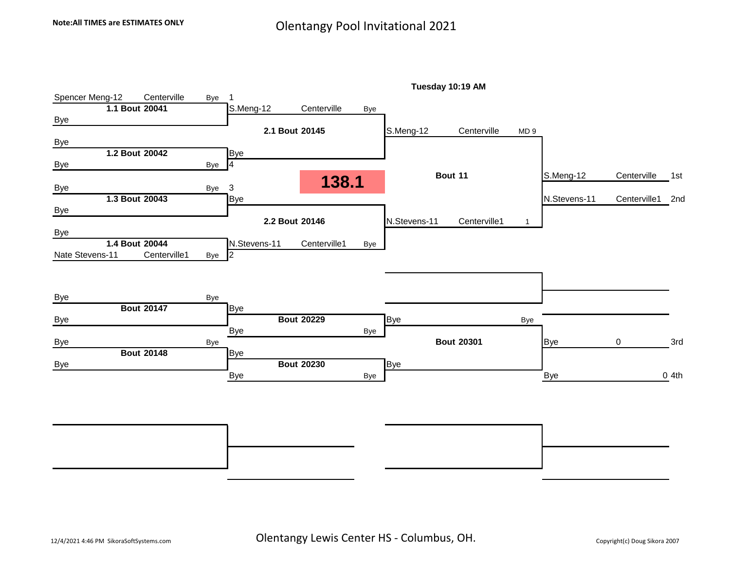**Note:All TIMES are ESTIMATES ONLY**

# Olentangy Pool Invitational 2021

## 138.1

**Tuesday 10:19 AM**

### Championship Bracket

| Bout | Wrestler | Team | Result |
|---|---|---|---|
| 1.1 Bout 20041 | Spencer Meng-12 (1) | Centerville | Bye |
| | Bye | | |
| 1.2 Bout 20042 | Bye | | |
| | Bye (4) | | Bye |
| 1.3 Bout 20043 | Bye (3) | | Bye |
| | Bye | | |
| 1.4 Bout 20044 | Bye | | |
| | Nate Stevens-11 (2) | Centerville1 | Bye |

| Bout | Wrestler | Team | Result |
|---|---|---|---|
| 2.1 Bout 20145 | S.Meng-12 | Centerville | Bye |
| | Bye | | |
| 2.2 Bout 20146 | Bye | | |
| | N.Stevens-11 | Centerville1 | Bye |

| Bout | Wrestler | Team | Result |
|---|---|---|---|
| Bout 11 | S.Meng-12 | Centerville | MD 9 |
| | N.Stevens-11 | Centerville1 | 1 |

| Place | Wrestler | Team |
|---|---|---|
| 1st | S.Meng-12 | Centerville |
| 2nd | N.Stevens-11 | Centerville1 |

### Consolation Bracket

| Bout | Wrestler | Result |
|---|---|---|
| Bout 20147 | Bye | Bye |
| | Bye | |
| Bout 20148 | Bye | Bye |
| | Bye | |

| Bout | Wrestler | Result |
|---|---|---|
| Bout 20229 | Bye | |
| | Bye | Bye |
| Bout 20230 | Bye | |
| | Bye | Bye |

| Bout | Wrestler | Result |
|---|---|---|
| Bout 20301 | Bye | Bye |
| | Bye | |

| Place | Wrestler | Score |
|---|---|---|
| 3rd | Bye | 0 |
| 4th | Bye | 0 |

12/4/2021 4:46 PM SikoraSoftSystems.com

Olentangy Lewis Center HS - Columbus, OH.

Copyright(c) Doug Sikora 2007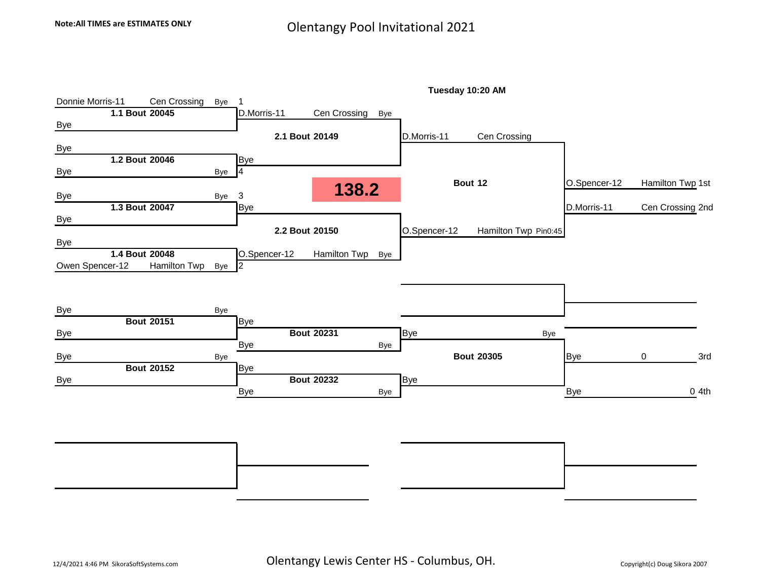**Note:All TIMES are ESTIMATES ONLY**

# Olentangy Pool Invitational 2021

**Tuesday 10:20 AM**

## 138.2

### Championship Bracket

**1.1 Bout 20045**
- Donnie Morris-11 — Cen Crossing — Bye — 1
- Bye

**1.2 Bout 20046**
- Bye
- Bye — Bye — 4

**1.3 Bout 20047**
- Bye — Bye — 3
- Bye

**1.4 Bout 20048**
- Bye
- Owen Spencer-12 — Hamilton Twp — Bye — 2

**2.1 Bout 20149**
- D.Morris-11 — Cen Crossing — Bye
- Bye

**2.2 Bout 20150**
- Bye
- O.Spencer-12 — Hamilton Twp — Bye

**Bout 12**
- D.Morris-11 — Cen Crossing
- O.Spencer-12 — Hamilton Twp — Pin0:45

**Results**
- O.Spencer-12 — Hamilton Twp — 1st
- D.Morris-11 — Cen Crossing — 2nd

### Consolation Bracket

**Bout 20151**
- Bye — Bye
- Bye

**Bout 20152**
- Bye — Bye
- Bye

**Bout 20231**
- Bye
- Bye — Bye

**Bout 20232**
- Bye
- Bye — Bye

**Bout 20305**
- Bye — Bye
- Bye

**Results**
- Bye — 0 — 3rd
- Bye — 0 — 4th

12/4/2021 4:46 PM SikoraSoftSystems.com

Olentangy Lewis Center HS - Columbus, OH.

Copyright(c) Doug Sikora 2007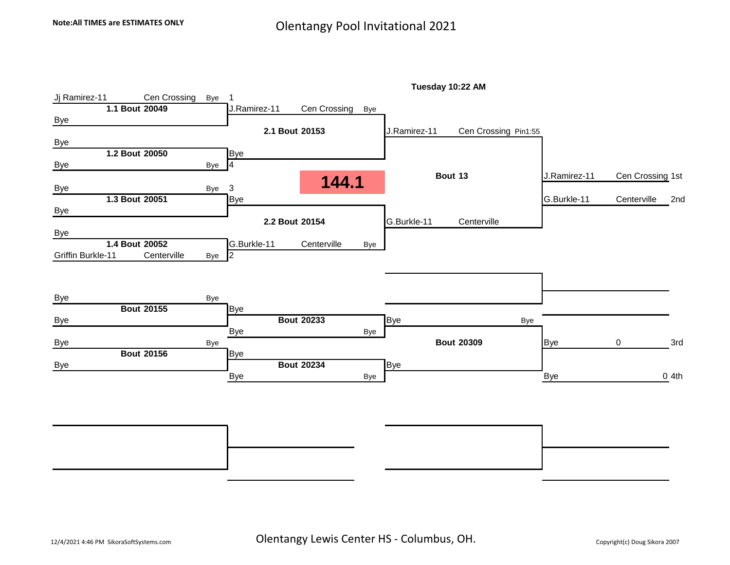**Note:All TIMES are ESTIMATES ONLY**

# Olentangy Pool Invitational 2021

**144.1**

**Tuesday 10:22 AM**

### Championship Bracket

| Round 1 | Round 2 | Semifinal | Final | Place |
|---|---|---|---|---|
| Jj Ramirez-11 Cen Crossing Bye (1) vs Bye — **1.1 Bout 20049** | J.Ramirez-11 Cen Crossing Bye vs Bye — **2.1 Bout 20153** | J.Ramirez-11 Cen Crossing Pin1:55 vs G.Burkle-11 Centerville — **Bout 13** | J.Ramirez-11 Cen Crossing | 1st |
| Bye vs Bye Bye (4) — **1.2 Bout 20050** | | | G.Burkle-11 Centerville | 2nd |
| Bye Bye (3) vs Bye — **1.3 Bout 20051** | Bye vs G.Burkle-11 Centerville Bye — **2.2 Bout 20154** | | | |
| Bye vs Griffin Burkle-11 Centerville Bye (2) — **1.4 Bout 20052** | | | | |

### Consolation Bracket

| Round 1 | Round 2 | Final | Place |
|---|---|---|---|
| Bye Bye vs Bye — **Bout 20155** | Bye vs Bye Bye — **Bout 20233** | Bye Bye vs Bye — **Bout 20309** | Bye 0 — 3rd |
| Bye Bye vs Bye — **Bout 20156** | Bye vs Bye Bye — **Bout 20234** | | Bye 0 — 4th |

12/4/2021 4:46 PM SikoraSoftSystems.com

Olentangy Lewis Center HS - Columbus, OH.

Copyright(c) Doug Sikora 2007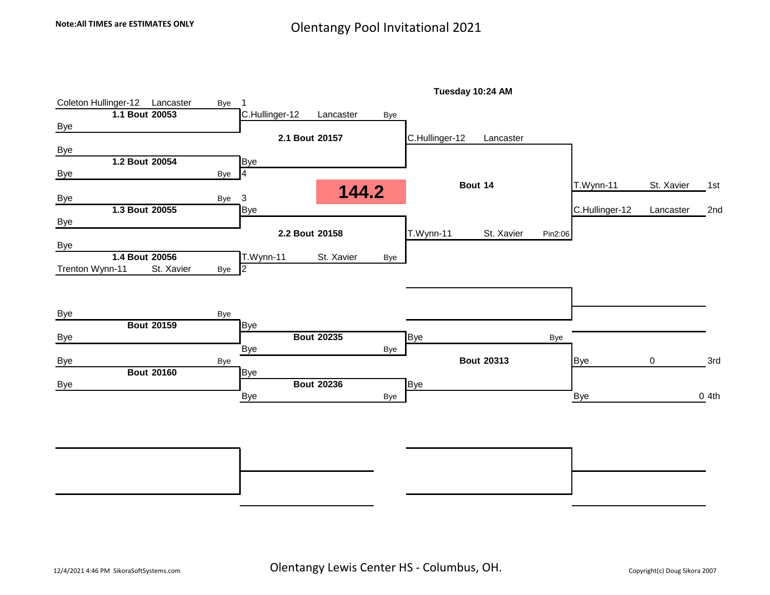**Note:All TIMES are ESTIMATES ONLY**

# Olentangy Pool Invitational 2021

**144.2**

Tuesday 10:24 AM

## Championship Bracket

**1.1 Bout 20053**
- Coleton Hullinger-12 — Lancaster — Bye — 1
- Bye

**1.2 Bout 20054**
- Bye
- Bye — Bye — 4

**1.3 Bout 20055**
- Bye — Bye — 3
- Bye

**1.4 Bout 20056**
- Bye
- Trenton Wynn-11 — St. Xavier — Bye — 2

**2.1 Bout 20157**
- C.Hullinger-12 — Lancaster — Bye
- Bye

**2.2 Bout 20158**
- Bye
- T.Wynn-11 — St. Xavier — Bye

**Bout 14**
- C.Hullinger-12 — Lancaster
- T.Wynn-11 — St. Xavier — Pin2:06

**Results**
- T.Wynn-11 — St. Xavier — 1st
- C.Hullinger-12 — Lancaster — 2nd

## Consolation Bracket

**Bout 20159**
- Bye — Bye
- Bye

**Bout 20160**
- Bye — Bye
- Bye

**Bout 20235**
- Bye
- Bye — Bye

**Bout 20236**
- Bye
- Bye — Bye

**Bout 20313**
- Bye — Bye
- Bye

**Results**
- Bye — 0 — 3rd
- Bye — 0 — 4th

12/4/2021 4:46 PM SikoraSoftSystems.com

Olentangy Lewis Center HS - Columbus, OH.

Copyright(c) Doug Sikora 2007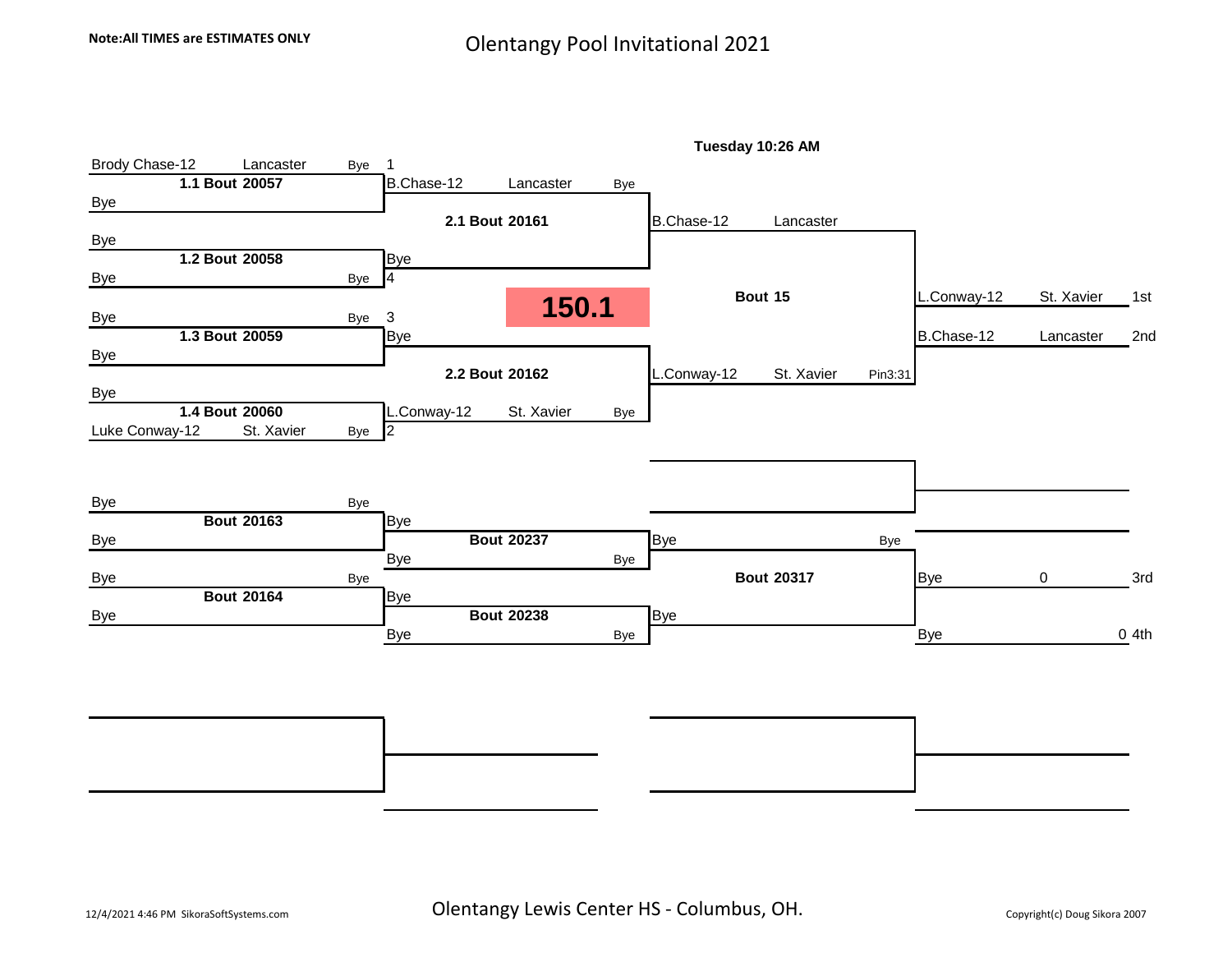Note:All TIMES are ESTIMATES ONLY

# Olentangy Pool Invitational 2021

**150.1**

**Tuesday 10:26 AM**

## Championship Bracket

**1.1 Bout 20057**
- Brody Chase-12 — Lancaster — Bye — 1
- Bye

**1.2 Bout 20058**
- Bye
- Bye — Bye — 4

**1.3 Bout 20059**
- Bye — Bye — 3
- Bye

**1.4 Bout 20060**
- Bye
- Luke Conway-12 — St. Xavier — Bye — 2

**2.1 Bout 20161**
- B.Chase-12 — Lancaster — Bye
- Bye

**2.2 Bout 20162**
- Bye
- L.Conway-12 — St. Xavier — Bye

**Bout 15**
- B.Chase-12 — Lancaster
- L.Conway-12 — St. Xavier — Pin3:31

**Results**
- 1st: L.Conway-12 — St. Xavier
- 2nd: B.Chase-12 — Lancaster

## Consolation Bracket

**Bout 20163**
- Bye — Bye
- Bye

**Bout 20164**
- Bye — Bye
- Bye

**Bout 20237**
- Bye
- Bye — Bye

**Bout 20238**
- Bye
- Bye — Bye

**Bout 20317**
- Bye — Bye
- Bye

**Results**
- 3rd: Bye — 0
- 4th: Bye — 0

12/4/2021 4:46 PM SikoraSoftSystems.com

Olentangy Lewis Center HS - Columbus, OH.

Copyright(c) Doug Sikora 2007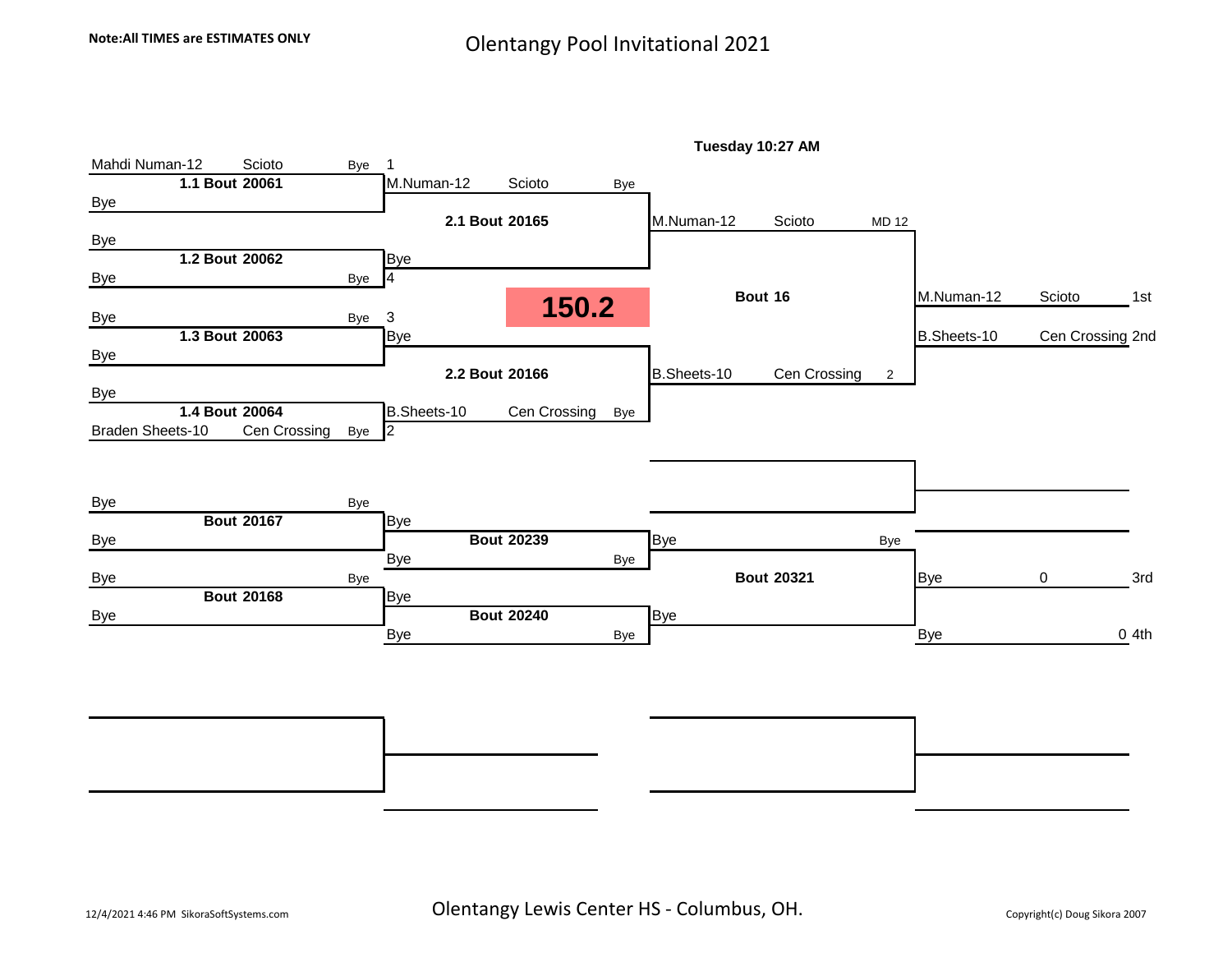**Note:All TIMES are ESTIMATES ONLY**

# Olentangy Pool Invitational 2021

**150.2**

**Tuesday 10:27 AM**

## Championship Bracket

| Bout | Wrestler 1 | Wrestler 2 | Winner | Result |
|---|---|---|---|---|
| 1.1 Bout 20061 | Mahdi Numan-12 (Scioto) [1] | Bye | M.Numan-12 (Scioto) | Bye |
| 1.2 Bout 20062 | Bye | Bye [4] | Bye | Bye |
| 1.3 Bout 20063 | Bye [3] | Bye | Bye | Bye |
| 1.4 Bout 20064 | Bye | Braden Sheets-10 (Cen Crossing) [2] | B.Sheets-10 (Cen Crossing) | Bye |
| 2.1 Bout 20165 | M.Numan-12 (Scioto) | Bye | M.Numan-12 (Scioto) | Bye |
| 2.2 Bout 20166 | Bye | B.Sheets-10 (Cen Crossing) | B.Sheets-10 (Cen Crossing) | Bye |
| Bout 16 | M.Numan-12 (Scioto) | B.Sheets-10 (Cen Crossing) | M.Numan-12 (Scioto) | MD 12-2 |

**Placement:**
- 1st: M.Numan-12 — Scioto
- 2nd: B.Sheets-10 — Cen Crossing

## Consolation Bracket

| Bout | Wrestler 1 | Wrestler 2 | Winner | Result |
|---|---|---|---|---|
| Bout 20167 | Bye | Bye | Bye | Bye |
| Bout 20168 | Bye | Bye | Bye | Bye |
| Bout 20239 | Bye | Bye | Bye | Bye |
| Bout 20240 | Bye | Bye | Bye | Bye |
| Bout 20321 | Bye | Bye | Bye | Bye |

**Placement:**
- 3rd: Bye — 0
- 4th: Bye — 0

12/4/2021 4:46 PM SikoraSoftSystems.com

Olentangy Lewis Center HS - Columbus, OH.

Copyright(c) Doug Sikora 2007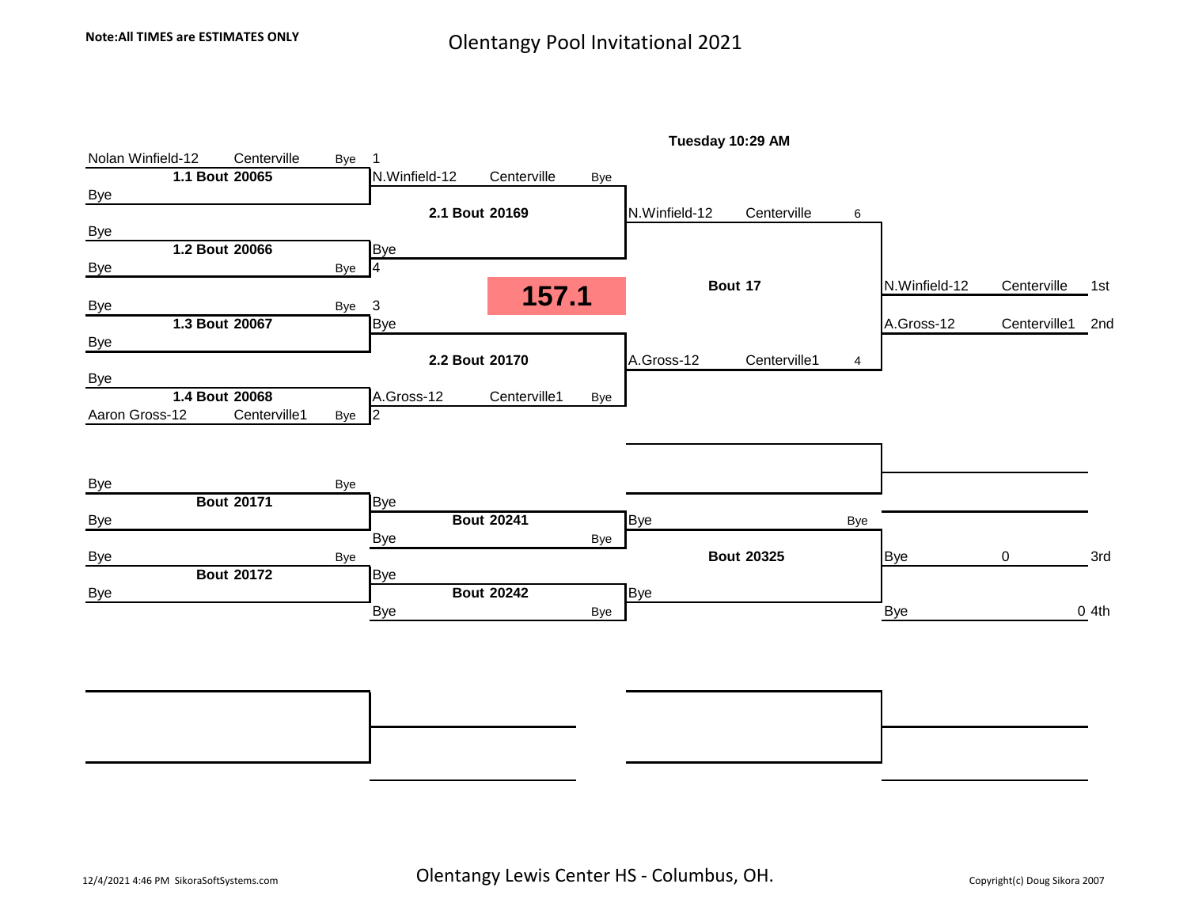**Note:All TIMES are ESTIMATES ONLY**

# Olentangy Pool Invitational 2021

**157.1**

**Tuesday 10:29 AM**

## Championship Bracket

| Round 1 | Quarterfinals | Semifinals | Final | Place |
|---|---|---|---|---|
| Nolan Winfield-12, Centerville, Bye, 1 — **1.1 Bout 20065** — Bye | N.Winfield-12, Centerville, Bye | | | |
| Bye — **1.2 Bout 20066** — Bye, Bye, 4 | Bye | **2.1 Bout 20169** → N.Winfield-12, Centerville, 6 | **Bout 17** | N.Winfield-12, Centerville — 1st |
| Bye, Bye, 3 — **1.3 Bout 20067** — Bye | Bye | | | A.Gross-12, Centerville1 — 2nd |
| Bye — **1.4 Bout 20068** — Aaron Gross-12, Centerville1, Bye, 2 | A.Gross-12, Centerville1, Bye | **2.2 Bout 20170** → A.Gross-12, Centerville1, 4 | | |

## Consolation Bracket

| Round 1 | Round 2 | Final | Place |
|---|---|---|---|
| Bye, Bye — **Bout 20171** — Bye | Bye, Bye — **Bout 20241** — Bye, Bye | Bye, Bye — **Bout 20325** | Bye, 0 — 3rd |
| Bye, Bye — **Bout 20172** — Bye | Bye, Bye — **Bout 20242** — Bye, Bye | Bye | Bye, 0 — 4th |

Olentangy Lewis Center HS - Columbus, OH.

12/4/2021 4:46 PM SikoraSoftSystems.com

Copyright(c) Doug Sikora 2007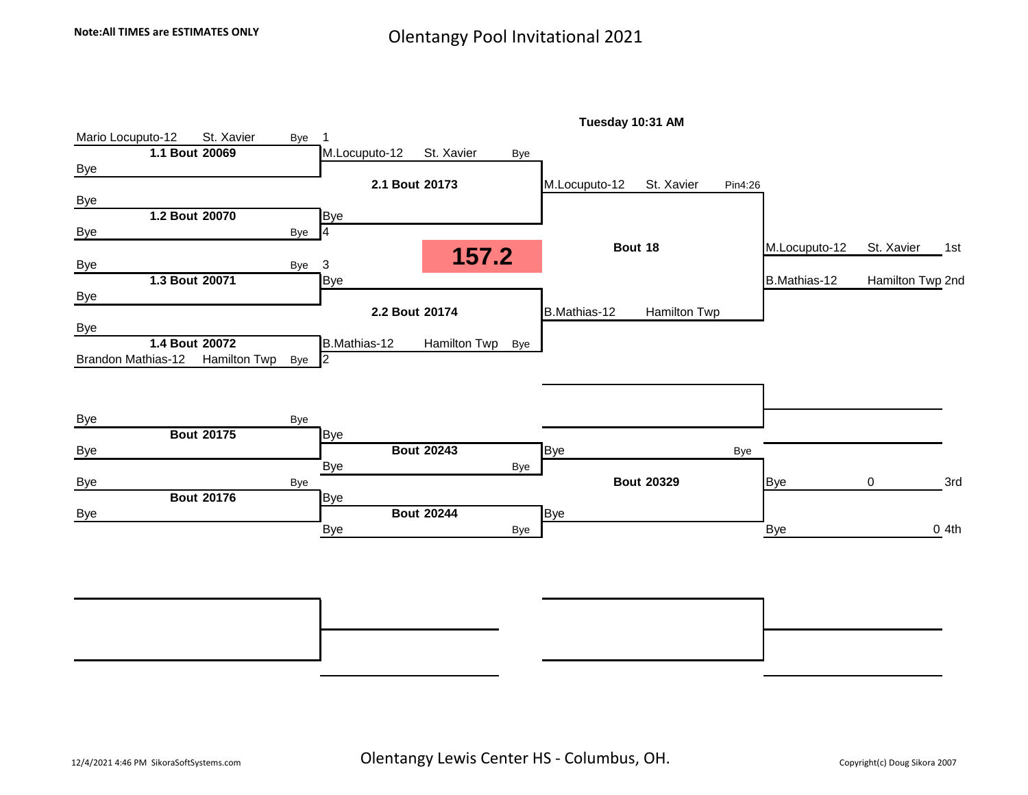**Note:All TIMES are ESTIMATES ONLY**

# Olentangy Pool Invitational 2021

**157.2**

Tuesday 10:31 AM

**Championship Bracket**

| Round 1 | Quarterfinals | Semifinals | Final | Placement |
|---|---|---|---|---|
| 1. Mario Locuputo-12, St. Xavier (Bye) vs. Bye — **1.1 Bout 20069** | M.Locuputo-12, St. Xavier (Bye) | | | |
| | | **2.1 Bout 20173** — M.Locuputo-12, St. Xavier, Pin4:26 | | |
| 4. Bye (Bye) vs. Bye — **1.2 Bout 20070** | Bye | | | |
| | | | **Bout 18** | M.Locuputo-12, St. Xavier — 1st |
| | | | | B.Mathias-12, Hamilton Twp — 2nd |
| 3. Bye (Bye) vs. Bye — **1.3 Bout 20071** | Bye | | | |
| | | **2.2 Bout 20174** — B.Mathias-12, Hamilton Twp | | |
| 2. Brandon Mathias-12, Hamilton Twp (Bye) vs. Bye — **1.4 Bout 20072** | B.Mathias-12, Hamilton Twp (Bye) | | | |

**Consolation Bracket**

| Round 1 | Round 2 | Semifinal | Placement |
|---|---|---|---|
| Bye (Bye) vs. Bye — **Bout 20175** | Bye vs. Bye (Bye) — **Bout 20243** | Bye (Bye) | |
| | | **Bout 20329** | Bye, 0 — 3rd |
| Bye (Bye) vs. Bye — **Bout 20176** | Bye vs. Bye (Bye) — **Bout 20244** | Bye | Bye, 0 — 4th |

12/4/2021 4:46 PM SikoraSoftSystems.com

Olentangy Lewis Center HS - Columbus, OH.

Copyright(c) Doug Sikora 2007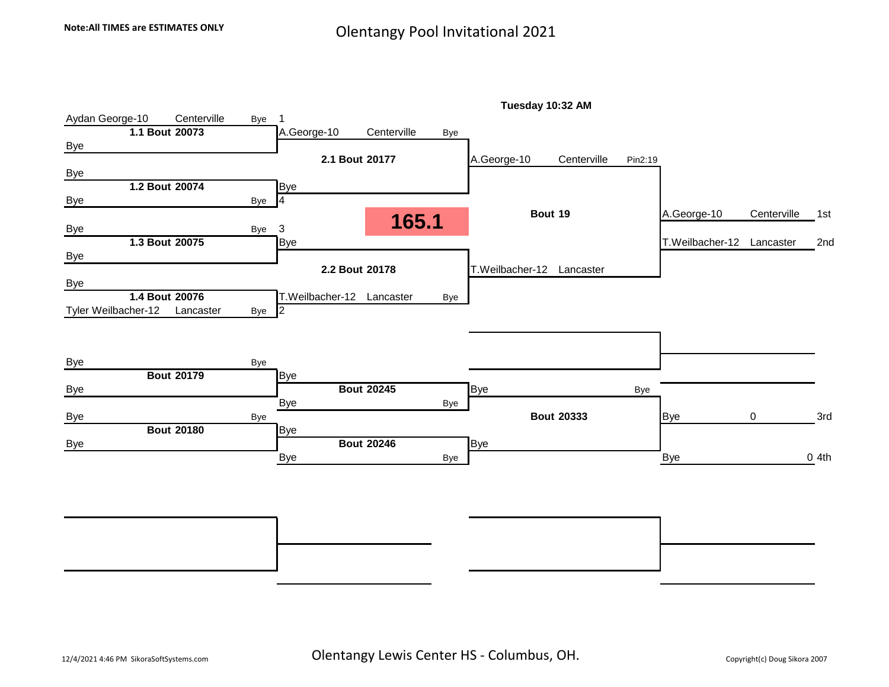**Note:All TIMES are ESTIMATES ONLY**

# Olentangy Pool Invitational 2021

**Tuesday 10:32 AM**

**165.1**

## Championship Bracket

| Seed | Round 1 | Quarterfinal | Semifinal | Final |
|---|---|---|---|---|
| 1 | Aydan George-10 Centerville (Bye) vs Bye — **1.1 Bout 20073** | A.George-10 Centerville (Bye) | | |
| | | **2.1 Bout 20177** | A.George-10 Centerville Pin2:19 | |
| 4 | Bye vs Bye (Bye) — **1.2 Bout 20074** | Bye | | |
| | | | **Bout 19** | A.George-10 Centerville 1st |
| 3 | Bye (Bye) vs Bye — **1.3 Bout 20075** | Bye | | T.Weilbacher-12 Lancaster 2nd |
| | | **2.2 Bout 20178** | T.Weilbacher-12 Lancaster | |
| 2 | Bye vs Tyler Weilbacher-12 Lancaster (Bye) — **1.4 Bout 20076** | T.Weilbacher-12 Lancaster (Bye) | | |

## Consolation Bracket

| Round 1 | Round 2 | Semifinal | Place |
|---|---|---|---|
| Bye (Bye) vs Bye — **Bout 20179** | Bye vs Bye (Bye) — **Bout 20245** | Bye (Bye) | |
| | | **Bout 20333** | Bye 0 3rd |
| Bye (Bye) vs Bye — **Bout 20180** | Bye vs Bye (Bye) — **Bout 20246** | Bye | Bye 0 4th |

12/4/2021 4:46 PM SikoraSoftSystems.com

Olentangy Lewis Center HS - Columbus, OH.

Copyright(c) Doug Sikora 2007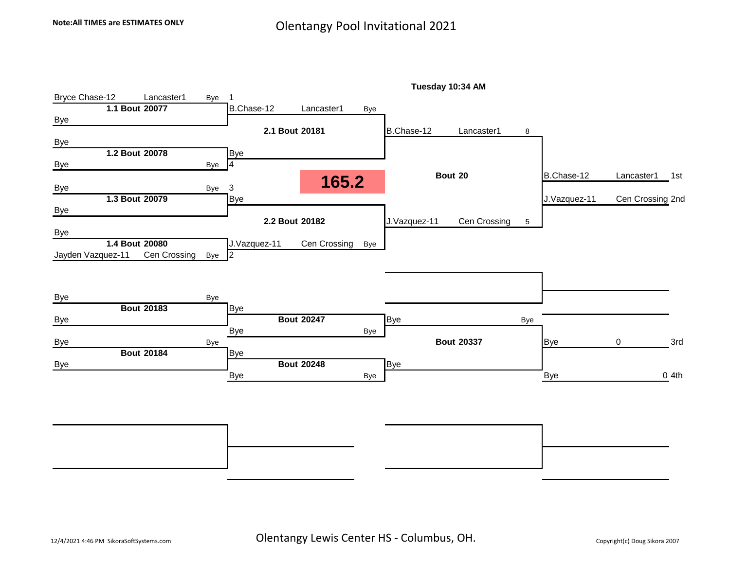**Note:All TIMES are ESTIMATES ONLY**

# Olentangy Pool Invitational 2021

**Tuesday 10:34 AM**

**165.2**

### Championship Bracket

| First Round | | Quarterfinals | | Semifinals | | Final |
|---|---|---|---|---|---|---|
| Bryce Chase-12, Lancaster1, Bye (1) | **1.1 Bout 20077** | B.Chase-12, Lancaster1, Bye | **2.1 Bout 20181** | B.Chase-12, Lancaster1, 8 | **Bout 20** | B.Chase-12, Lancaster1, 1st |
| Bye | | | | | | |
| Bye | **1.2 Bout 20078** | Bye | | | | |
| Bye, Bye (4) | | | | | | |
| Bye, Bye (3) | **1.3 Bout 20079** | Bye | **2.2 Bout 20182** | J.Vazquez-11, Cen Crossing, 5 | | J.Vazquez-11, Cen Crossing, 2nd |
| Bye | | | | | | |
| Bye | **1.4 Bout 20080** | J.Vazquez-11, Cen Crossing, Bye | | | | |
| Jayden Vazquez-11, Cen Crossing, Bye (2) | | | | | | |

### Consolation Bracket

| First Round | | Second Round | | Semifinals | | Placement |
|---|---|---|---|---|---|---|
| Bye, Bye | **Bout 20183** | Bye | **Bout 20247** | Bye, Bye | **Bout 20337** | Bye, 0, 3rd |
| Bye | | Bye, Bye | | | | |
| Bye, Bye | **Bout 20184** | Bye | **Bout 20248** | Bye | | Bye, 0, 4th |
| Bye | | Bye, Bye | | | | |

12/4/2021 4:46 PM SikoraSoftSystems.com

Olentangy Lewis Center HS - Columbus, OH.

Copyright(c) Doug Sikora 2007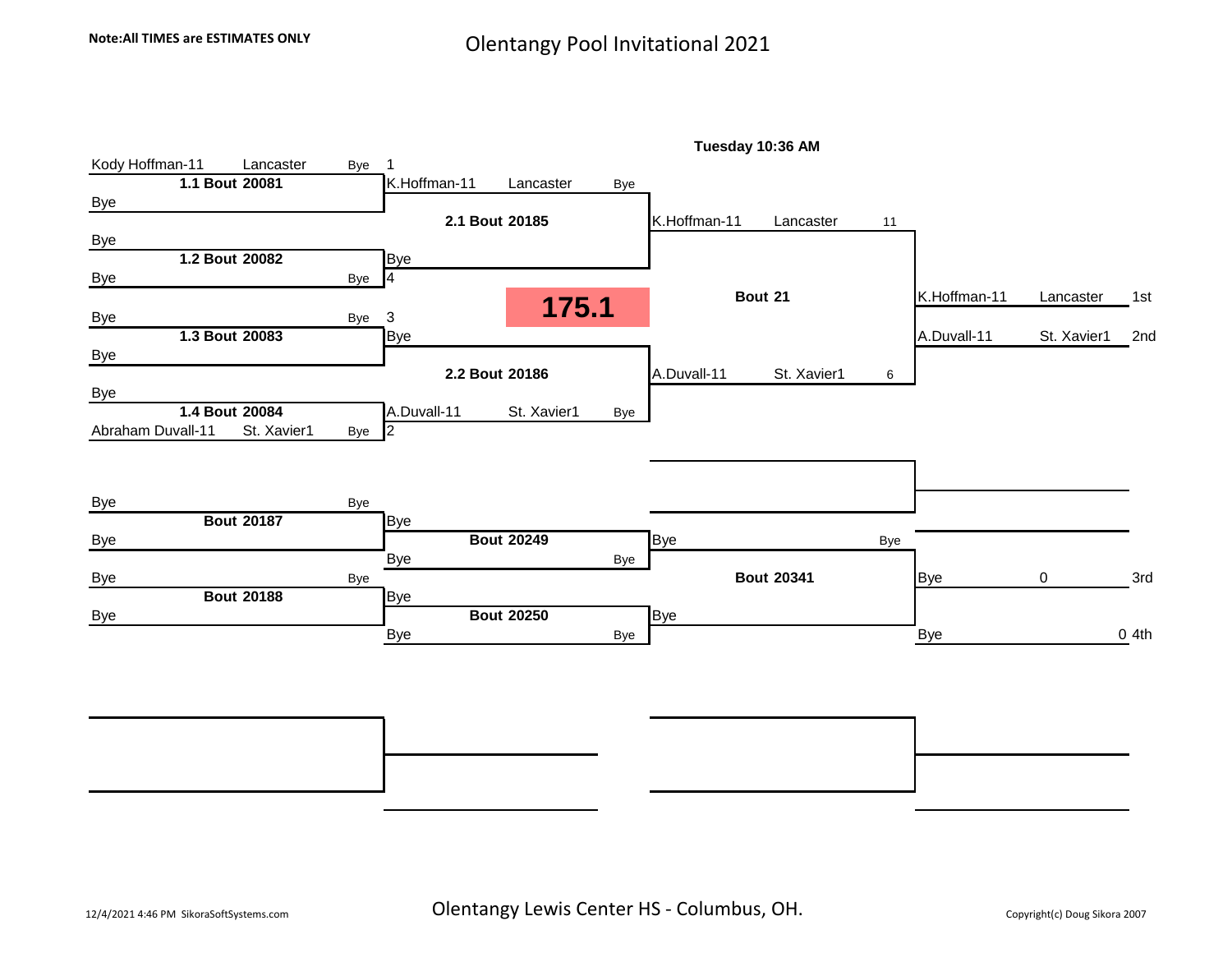**Note:All TIMES are ESTIMATES ONLY**

# Olentangy Pool Invitational 2021

**175.1**

**Tuesday 10:36 AM**

## Championship Bracket

### First Round

| Bout | Wrestler | Team | Result | Seed |
|---|---|---|---|---|
| **1.1 Bout 20081** | Kody Hoffman-11 | Lancaster | Bye | 1 |
| | Bye | | | |
| **1.2 Bout 20082** | Bye | | | |
| | Bye | | Bye | 4 |
| **1.3 Bout 20083** | Bye | | Bye | 3 |
| | Bye | | | |
| **1.4 Bout 20084** | Bye | | | |
| | Abraham Duvall-11 | St. Xavier1 | Bye | 2 |

### Semifinals

| Bout | Wrestler | Team | Result |
|---|---|---|---|
| **2.1 Bout 20185** | K.Hoffman-11 | Lancaster | Bye |
| | Bye | | |
| **2.2 Bout 20186** | Bye | | |
| | A.Duvall-11 | St. Xavier1 | Bye |

### Final

| Bout | Wrestler | Team | Score |
|---|---|---|---|
| **Bout 21** | K.Hoffman-11 | Lancaster | 11 |
| | A.Duvall-11 | St. Xavier1 | 6 |

### Placings

| Wrestler | Team | Place |
|---|---|---|
| K.Hoffman-11 | Lancaster | 1st |
| A.Duvall-11 | St. Xavier1 | 2nd |

## Consolation Bracket

| Bout | Wrestler | Result |
|---|---|---|
| **Bout 20187** | Bye | Bye |
| | Bye | |
| **Bout 20188** | Bye | Bye |
| | Bye | |
| **Bout 20249** | Bye | |
| | Bye | Bye |
| **Bout 20250** | Bye | |
| | Bye | Bye |
| **Bout 20341** | Bye | Bye |
| | Bye | |

| Wrestler | Score | Place |
|---|---|---|
| Bye | 0 | 3rd |
| Bye | 0 | 4th |

12/4/2021 4:46 PM SikoraSoftSystems.com

Olentangy Lewis Center HS - Columbus, OH.

Copyright(c) Doug Sikora 2007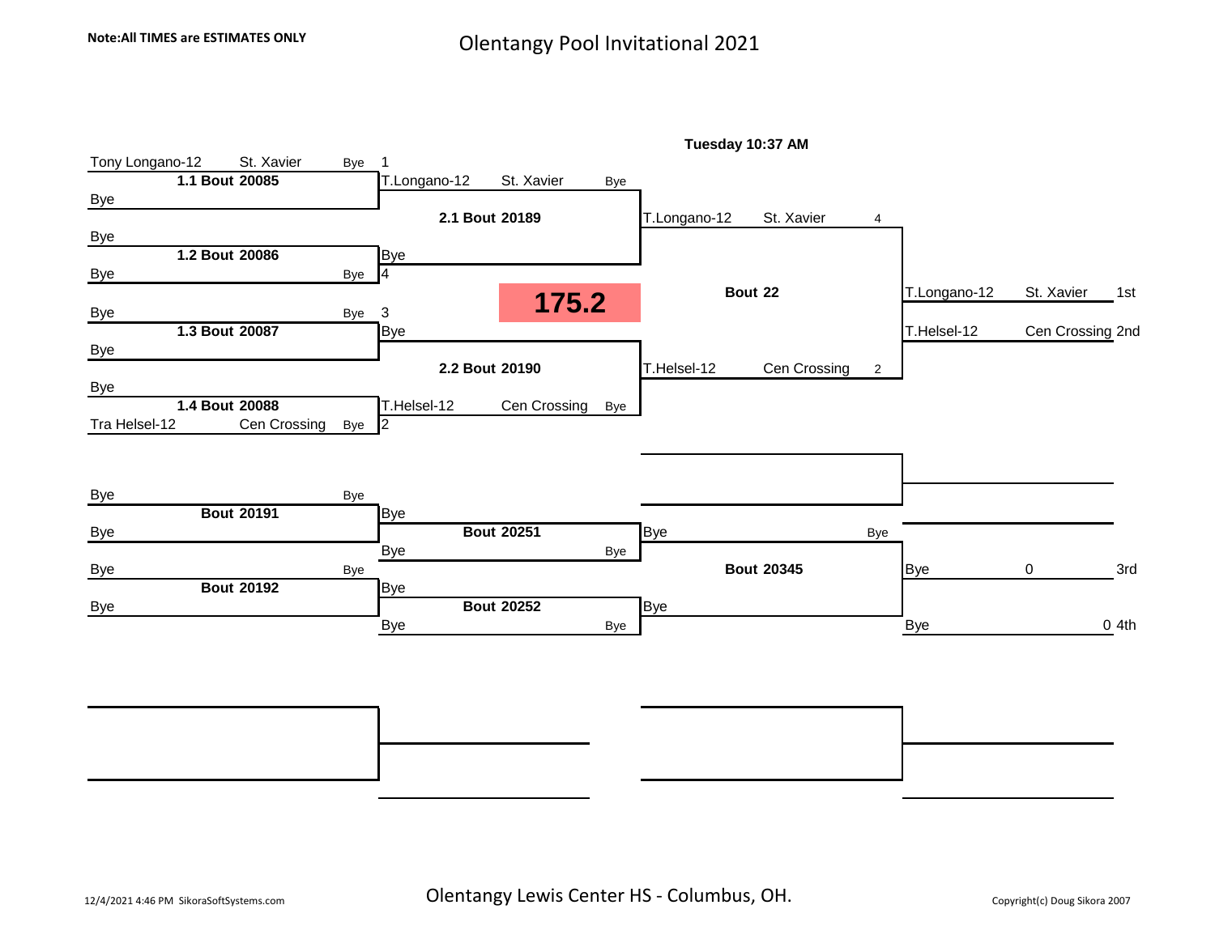**Note:All TIMES are ESTIMATES ONLY**

# Olentangy Pool Invitational 2021

## 175.2

**Tuesday 10:37 AM**

### Championship Bracket

| Round 1 | | | | Round 2 | | | | Final | | | | Placement | | |
|---|---|---|---|---|---|---|---|---|---|---|---|---|---|---|
| Tony Longano-12 | St. Xavier | Bye | 1 | T.Longano-12 | St. Xavier | Bye | | T.Longano-12 | St. Xavier | 4 | | T.Longano-12 | St. Xavier | 1st |
| **1.1 Bout 20085** | | | | **2.1 Bout 20189** | | | | **Bout 22** | | | | T.Helsel-12 | Cen Crossing | 2nd |
| Bye | | | | Bye | | | 4 | T.Helsel-12 | Cen Crossing | 2 | | | | |
| Bye | | | | **2.2 Bout 20190** | | | | | | | | | | |
| **1.2 Bout 20086** | | | | T.Helsel-12 | Cen Crossing | Bye | 2 | | | | | | | |
| Bye | | Bye | 4 | | | | | | | | | | | |
| Bye | | Bye | 3 | Bye | | | | | | | | | | |
| **1.3 Bout 20087** | | | | | | | | | | | | | | |
| Bye | | | | | | | | | | | | | | |
| Bye | | | | | | | | | | | | | | |
| **1.4 Bout 20088** | | | | | | | | | | | | | | |
| Tra Helsel-12 | Cen Crossing | Bye | 2 | | | | | | | | | | | |

### Consolation Bracket

| Round 1 | | Round 2 | | Final | | Placement | | |
|---|---|---|---|---|---|---|---|---|
| Bye | Bye | Bye | | Bye | Bye | Bye | 0 | 3rd |
| **Bout 20191** | | **Bout 20251** | | **Bout 20345** | | Bye | 0 | 4th |
| Bye | | Bye | Bye | Bye | | | | |
| Bye | Bye | Bye | | | | | | |
| **Bout 20192** | | **Bout 20252** | | | | | | |
| Bye | | Bye | Bye | | | | | |

Olentangy Lewis Center HS - Columbus, OH.

12/4/2021 4:46 PM SikoraSoftSystems.com

Copyright(c) Doug Sikora 2007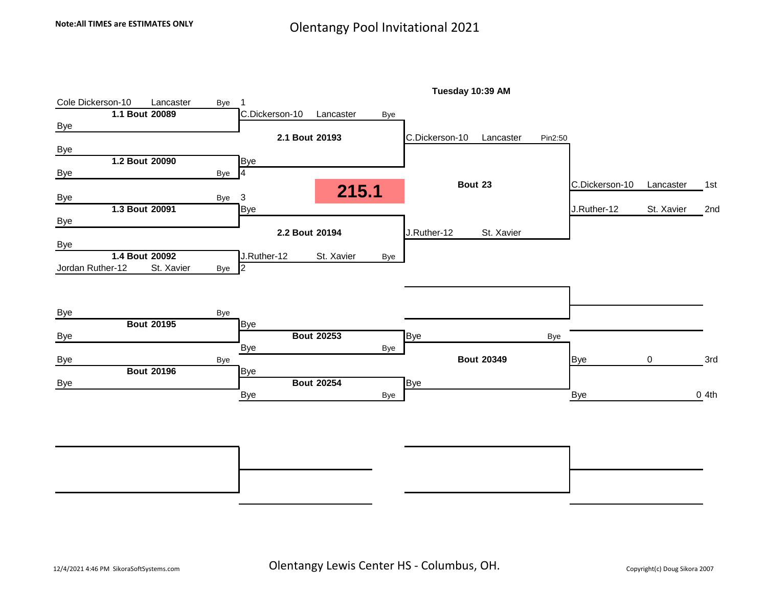Note:All TIMES are ESTIMATES ONLY

# Olentangy Pool Invitational 2021

**215.1**

Tuesday 10:39 AM

## Championship Bracket

### Round 1

| Bout | Wrestler | Team | Result | Seed |
|---|---|---|---|---|
| 1.1 Bout 20089 | Cole Dickerson-10 | Lancaster | Bye | 1 |
| | Bye | | | |
| 1.2 Bout 20090 | Bye | | | |
| | Bye | | Bye | 4 |
| 1.3 Bout 20091 | Bye | | Bye | 3 |
| | Bye | | | |
| 1.4 Bout 20092 | Bye | | | |
| | Jordan Ruther-12 | St. Xavier | Bye | 2 |

### Round 2

| Bout | Wrestler | Team | Result |
|---|---|---|---|
| 2.1 Bout 20193 | C.Dickerson-10 | Lancaster | Bye |
| | Bye | | |
| 2.2 Bout 20194 | Bye | | |
| | J.Ruther-12 | St. Xavier | Bye |

### Final

| Bout | Wrestler | Team | Result |
|---|---|---|---|
| Bout 23 | C.Dickerson-10 | Lancaster | Pin2:50 |
| | J.Ruther-12 | St. Xavier | |

### Placement

| Place | Wrestler | Team |
|---|---|---|
| 1st | C.Dickerson-10 | Lancaster |
| 2nd | J.Ruther-12 | St. Xavier |

## Consolation Bracket

| Bout | Wrestler | Result |
|---|---|---|
| Bout 20195 | Bye | Bye |
| | Bye | |
| Bout 20196 | Bye | Bye |
| | Bye | |
| Bout 20253 | Bye | |
| | Bye | Bye |
| Bout 20254 | Bye | |
| | Bye | Bye |
| Bout 20349 | Bye | Bye |
| | Bye | |

| Place | Wrestler | |
|---|---|---|
| 3rd | Bye | 0 |
| 4th | Bye | 0 |

12/4/2021 4:46 PM SikoraSoftSystems.com

Olentangy Lewis Center HS - Columbus, OH.

Copyright(c) Doug Sikora 2007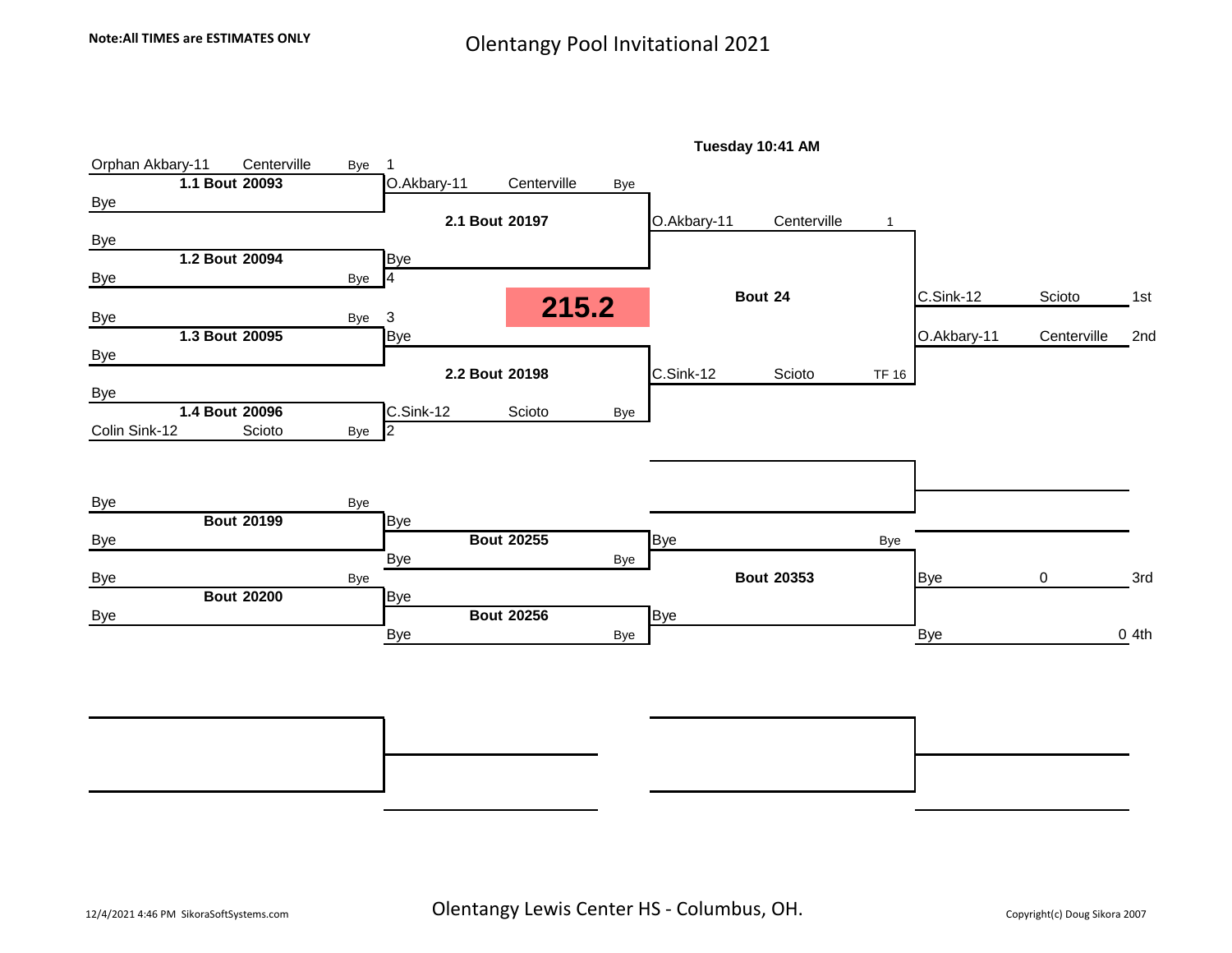Note:All TIMES are ESTIMATES ONLY

# Olentangy Pool Invitational 2021

**Tuesday 10:41 AM**

**215.2**

### Championship Bracket

| Round 1 | Result | Round 2 | Result | Final | Result | Placement |
|---|---|---|---|---|---|---|
| Orphan Akbary-11, Centerville (1) vs Bye — **1.1 Bout 20093** | Bye | O.Akbary-11, Centerville | Bye | | | |
| Bye vs Bye (4) — **1.2 Bout 20094** | Bye | Bye | | | | |
| | | **2.1 Bout 20197** | | O.Akbary-11, Centerville | 1 | |
| | | | | **Bout 24** | | 1st: C.Sink-12, Scioto |
| | | | | | | 2nd: O.Akbary-11, Centerville |
| Bye (3) vs Bye — **1.3 Bout 20095** | Bye | Bye | | | | |
| Bye vs Colin Sink-12, Scioto (2) — **1.4 Bout 20096** | Bye | C.Sink-12, Scioto | Bye | | | |
| | | **2.2 Bout 20198** | | C.Sink-12, Scioto | TF 16 | |

### Consolation Bracket

| Round 1 | Result | Round 2 | Result | Final | Result | Placement |
|---|---|---|---|---|---|---|
| Bye vs Bye — **Bout 20199** | Bye | Bye vs Bye — **Bout 20255** | Bye | Bye | Bye | |
| | | | | **Bout 20353** | | 3rd: Bye, 0 |
| Bye vs Bye — **Bout 20200** | Bye | Bye vs Bye — **Bout 20256** | Bye | Bye | | 4th: Bye, 0 |

12/4/2021 4:46 PM SikoraSoftSystems.com

Olentangy Lewis Center HS - Columbus, OH.

Copyright(c) Doug Sikora 2007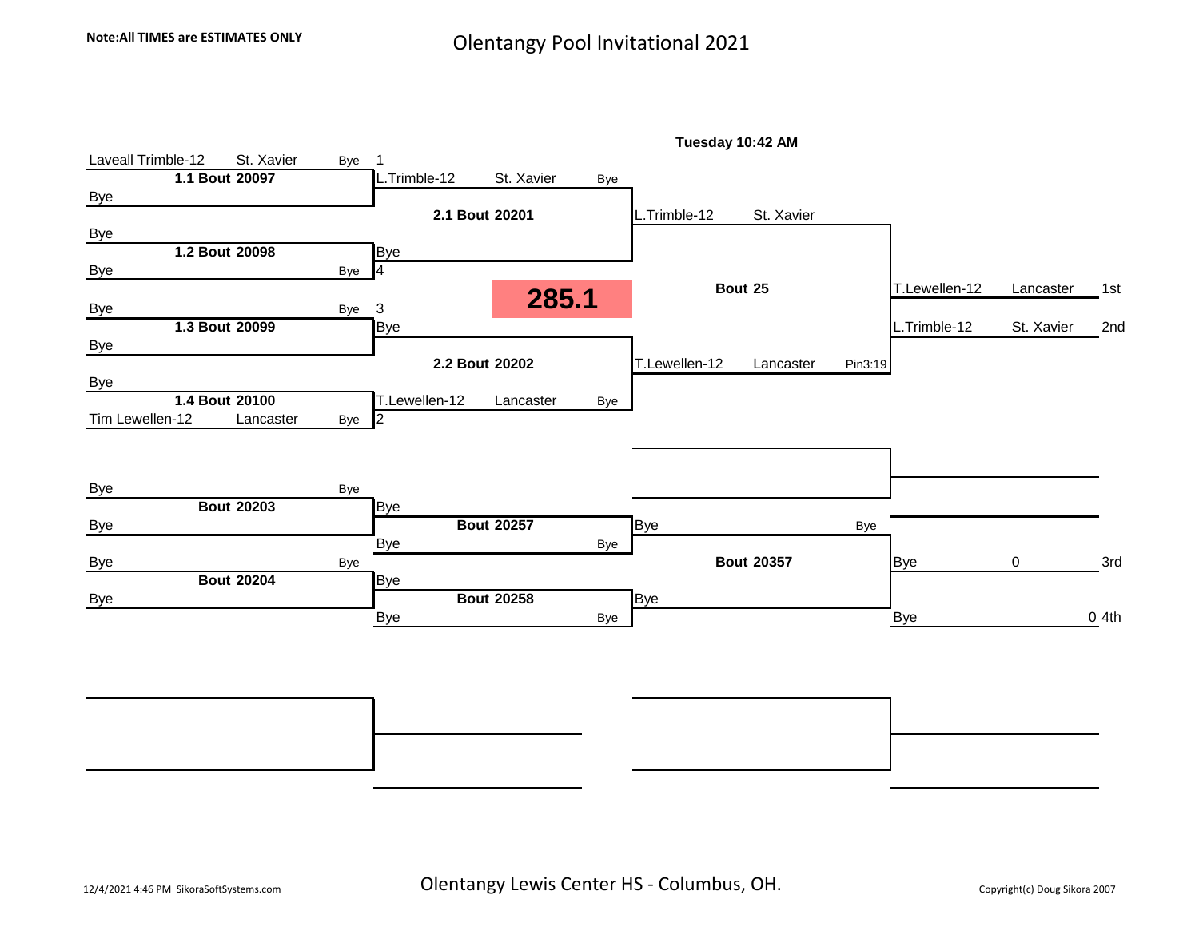**Note:All TIMES are ESTIMATES ONLY**

# Olentangy Pool Invitational 2021

**285.1**

**Tuesday 10:42 AM**

## Championship Bracket

| Round 1 | Round 2 | Final | Place |
|---|---|---|---|
| Laveall Trimble-12, St. Xavier (Bye) — 1 | | | |
| **1.1 Bout 20097** | L.Trimble-12, St. Xavier (Bye) | | |
| Bye | | | |
| | **2.1 Bout 20201** | L.Trimble-12, St. Xavier | |
| Bye | | | |
| **1.2 Bout 20098** | Bye | | |
| Bye (Bye) — 4 | | | |
| | | **Bout 25** | T.Lewellen-12, Lancaster — 1st |
| Bye (Bye) — 3 | | | L.Trimble-12, St. Xavier — 2nd |
| **1.3 Bout 20099** | Bye | | |
| Bye | | | |
| | **2.2 Bout 20202** | T.Lewellen-12, Lancaster — Pin3:19 | |
| Bye | | | |
| **1.4 Bout 20100** | T.Lewellen-12, Lancaster (Bye) | | |
| Tim Lewellen-12, Lancaster (Bye) — 2 | | | |

## Consolation Bracket

| Round 1 | Round 2 | Final | Place |
|---|---|---|---|
| Bye (Bye) | | | |
| **Bout 20203** | Bye | | |
| Bye | **Bout 20257** | Bye (Bye) | |
| | Bye (Bye) | | |
| Bye (Bye) | | **Bout 20357** | Bye, 0 — 3rd |
| **Bout 20204** | Bye | | |
| Bye | **Bout 20258** | Bye | |
| | Bye (Bye) | | Bye, 0 — 4th |

Olentangy Lewis Center HS - Columbus, OH.

12/4/2021 4:46 PM SikoraSoftSystems.com

Copyright(c) Doug Sikora 2007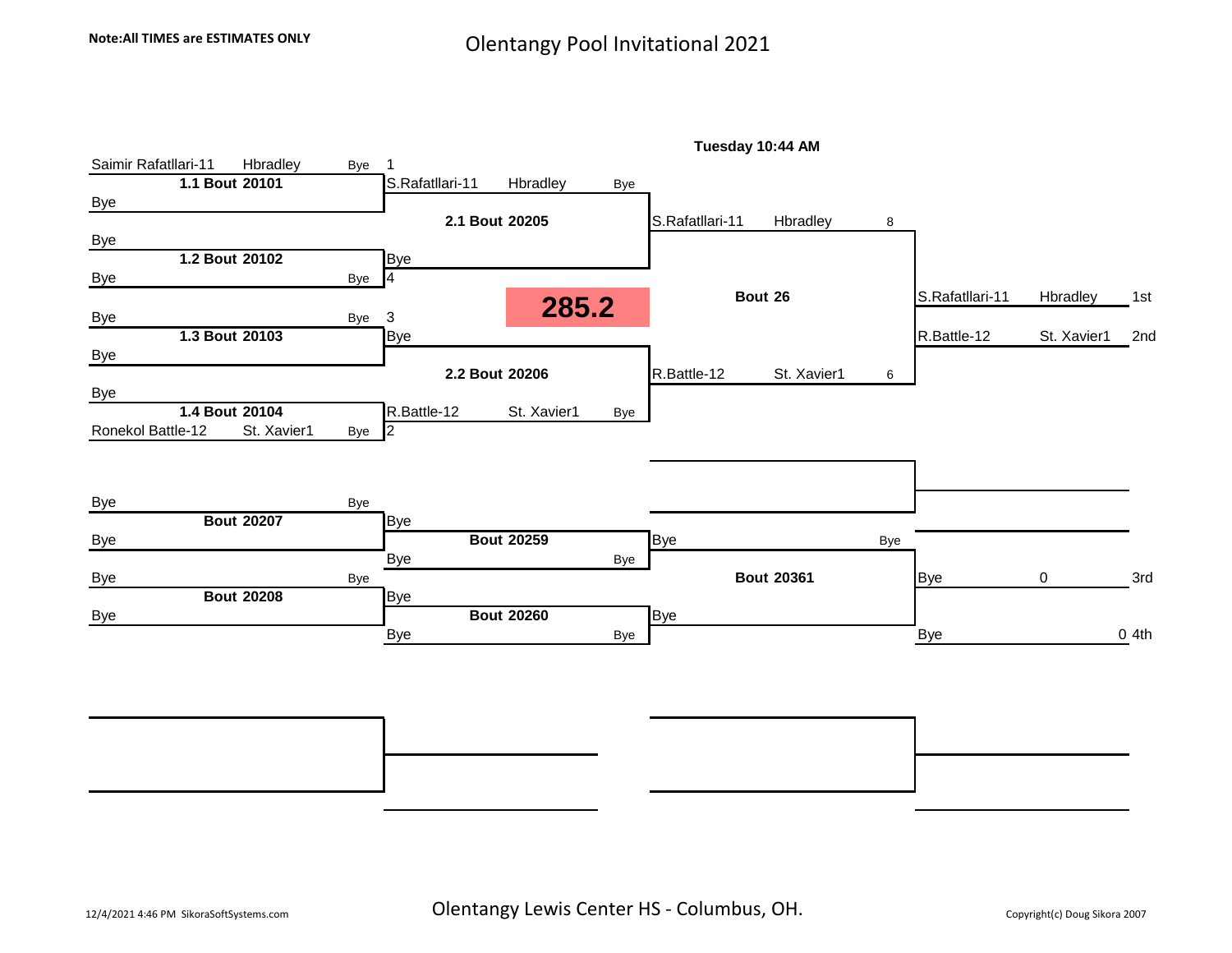**Note:All TIMES are ESTIMATES ONLY**

# Olentangy Pool Invitational 2021

**Tuesday 10:44 AM**

Saimir Rafatllari-11 Hbradley Bye 1

**1.1 Bout 20101**

Bye

S.Rafatllari-11 Hbradley Bye

**2.1 Bout 20205**

S.Rafatllari-11 Hbradley 8

Bye

**1.2 Bout 20102**

Bye Bye 4

Bye

**285.2**

**Bout 26**

S.Rafatllari-11 Hbradley 1st

R.Battle-12 St. Xavier1 2nd

Bye Bye 3

**1.3 Bout 20103**

Bye

Bye

**2.2 Bout 20206**

R.Battle-12 St. Xavier1 6

Bye

**1.4 Bout 20104**

Ronekol Battle-12 St. Xavier1 Bye 2

R.Battle-12 St. Xavier1 Bye

Bye Bye

**Bout 20207**

Bye

Bye

**Bout 20259**

Bye Bye

Bye Bye

Bye Bye

**Bout 20208**

Bye

**Bout 20361**

Bye 0 3rd

Bye

**Bout 20260**

Bye Bye

Bye

Bye 0 4th

12/4/2021 4:46 PM SikoraSoftSystems.com

Olentangy Lewis Center HS - Columbus, OH.

Copyright(c) Doug Sikora 2007